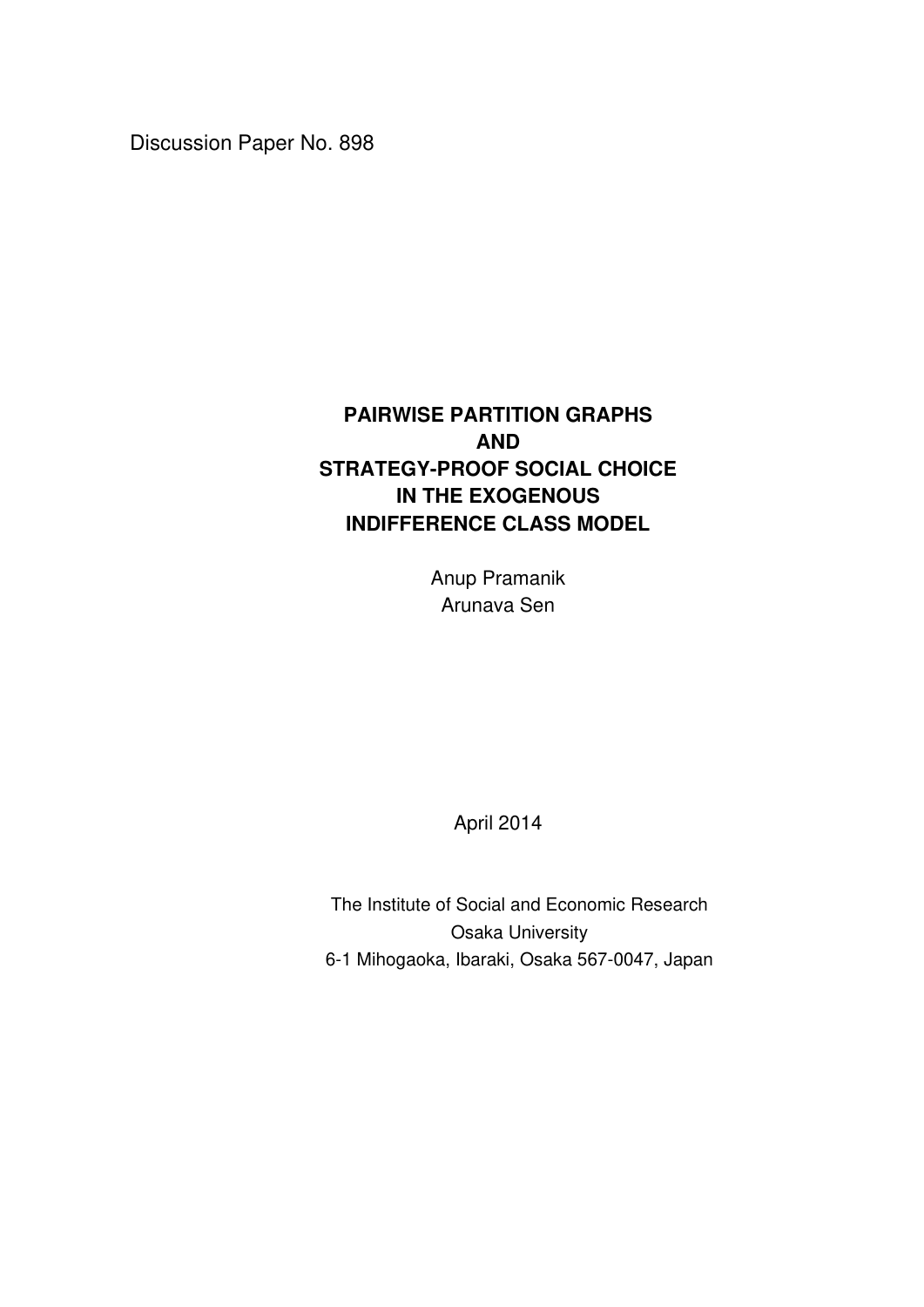Discussion Paper No. 898

# PAIRWISE PARTITION GRAPHS AND STRATEGY-PROOF SOCIAL CHOICE IN THE EXOGENOUS INDIFFERENCE CLASS MODEL

Anup Pramanik

Arunava Sen

April 2014

The Institute of Social and Economic Research

Osaka University

6-1 Mihogaoka, Ibaraki, Osaka 567-0047, Japan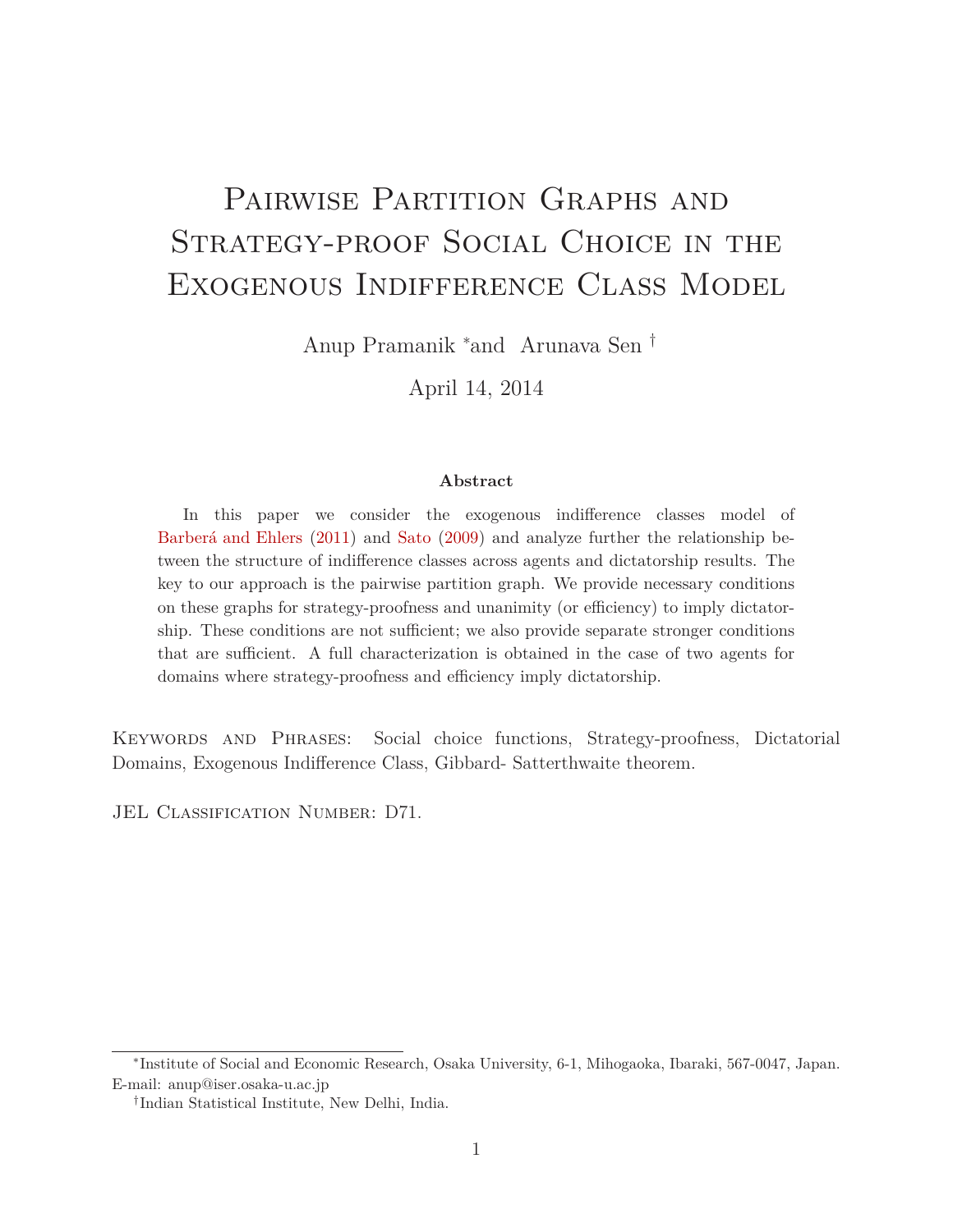# Pairwise Partition Graphs and Strategy-proof Social Choice in the Exogenous Indifference Class Model

Anup Pramanik *and Arunava Sen †

April 14, 2014

**Abstract**

In this paper we consider the exogenous indifference classes model of Barberá and Ehlers (2011) and Sato (2009) and analyze further the relationship between the structure of indifference classes across agents and dictatorship results. The key to our approach is the pairwise partition graph. We provide necessary conditions on these graphs for strategy-proofness and unanimity (or efficiency) to imply dictatorship. These conditions are not sufficient; we also provide separate stronger conditions that are sufficient. A full characterization is obtained in the case of two agents for domains where strategy-proofness and efficiency imply dictatorship.

Keywords and Phrases: Social choice functions, Strategy-proofness, Dictatorial Domains, Exogenous Indifference Class, Gibbard- Satterthwaite theorem.

JEL Classification Number: D71.

*Institute of Social and Economic Research, Osaka University, 6-1, Mihogaoka, Ibaraki, 567-0047, Japan. E-mail: anup@iser.osaka-u.ac.jp

†Indian Statistical Institute, New Delhi, India.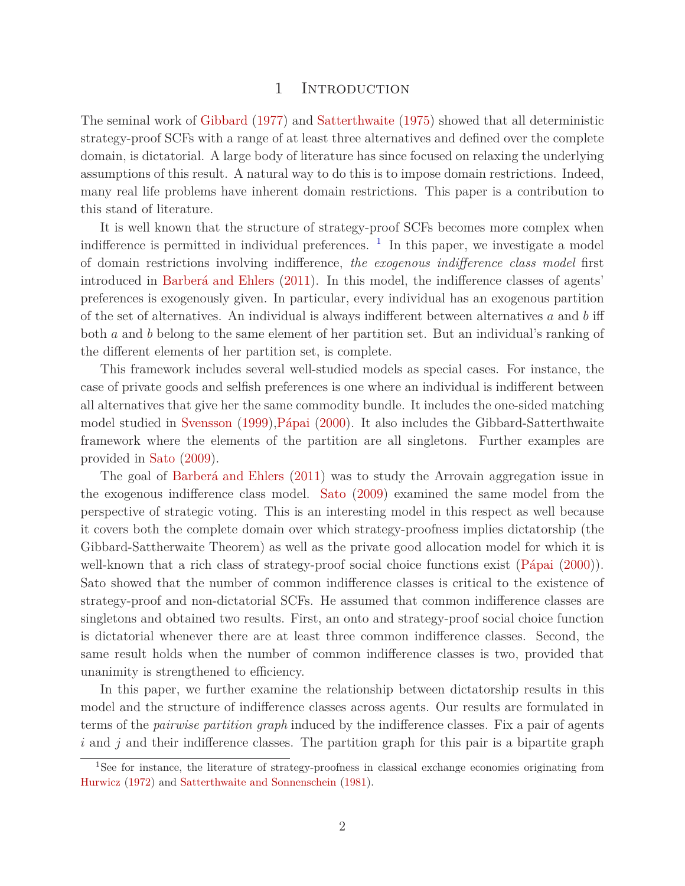# 1 Introduction

The seminal work of Gibbard (1977) and Satterthwaite (1975) showed that all deterministic strategy-proof SCFs with a range of at least three alternatives and defined over the complete domain, is dictatorial. A large body of literature has since focused on relaxing the underlying assumptions of this result. A natural way to do this is to impose domain restrictions. Indeed, many real life problems have inherent domain restrictions. This paper is a contribution to this stand of literature.

It is well known that the structure of strategy-proof SCFs becomes more complex when indifference is permitted in individual preferences. [1] In this paper, we investigate a model of domain restrictions involving indifference, *the exogenous indifference class model* first introduced in Barberá and Ehlers (2011). In this model, the indifference classes of agents' preferences is exogenously given. In particular, every individual has an exogenous partition of the set of alternatives. An individual is always indifferent between alternatives $a$ and $b$ iff both $a$ and $b$ belong to the same element of her partition set. But an individual's ranking of the different elements of her partition set, is complete.

This framework includes several well-studied models as special cases. For instance, the case of private goods and selfish preferences is one where an individual is indifferent between all alternatives that give her the same commodity bundle. It includes the one-sided matching model studied in Svensson (1999),Pápai (2000). It also includes the Gibbard-Satterthwaite framework where the elements of the partition are all singletons. Further examples are provided in Sato (2009).

The goal of Barberá and Ehlers (2011) was to study the Arrovain aggregation issue in the exogenous indifference class model. Sato (2009) examined the same model from the perspective of strategic voting. This is an interesting model in this respect as well because it covers both the complete domain over which strategy-proofness implies dictatorship (the Gibbard-Sattherwaite Theorem) as well as the private good allocation model for which it is well-known that a rich class of strategy-proof social choice functions exist (Pápai (2000)). Sato showed that the number of common indifference classes is critical to the existence of strategy-proof and non-dictatorial SCFs. He assumed that common indifference classes are singletons and obtained two results. First, an onto and strategy-proof social choice function is dictatorial whenever there are at least three common indifference classes. Second, the same result holds when the number of common indifference classes is two, provided that unanimity is strengthened to efficiency.

In this paper, we further examine the relationship between dictatorship results in this model and the structure of indifference classes across agents. Our results are formulated in terms of the *pairwise partition graph* induced by the indifference classes. Fix a pair of agents $i$ and $j$ and their indifference classes. The partition graph for this pair is a bipartite graph

[1] See for instance, the literature of strategy-proofness in classical exchange economies originating from Hurwicz (1972) and Satterthwaite and Sonnenschein (1981).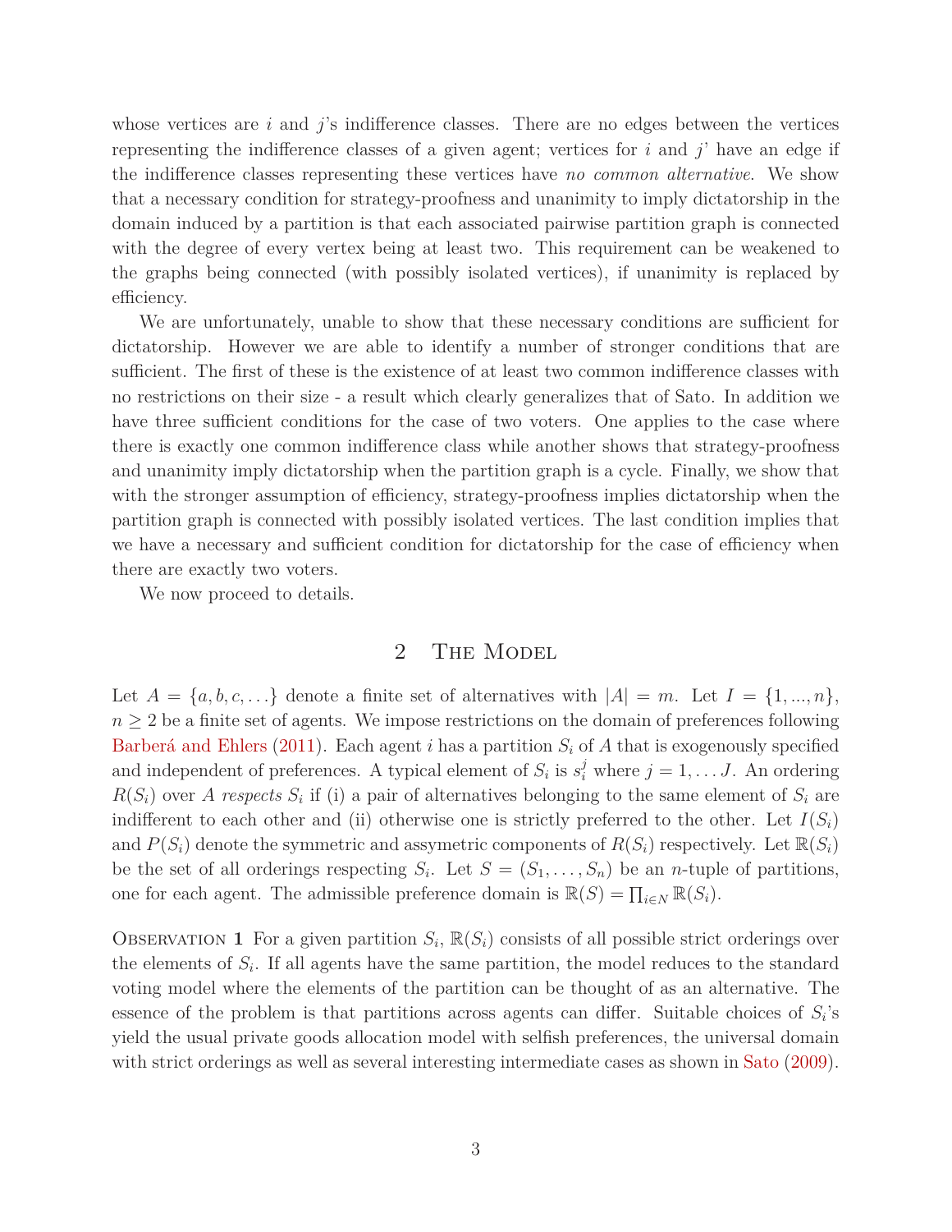whose vertices are $i$ and $j$'s indifference classes. There are no edges between the vertices representing the indifference classes of a given agent; vertices for $i$ and $j$' have an edge if the indifference classes representing these vertices have *no common alternative*. We show that a necessary condition for strategy-proofness and unanimity to imply dictatorship in the domain induced by a partition is that each associated pairwise partition graph is connected with the degree of every vertex being at least two. This requirement can be weakened to the graphs being connected (with possibly isolated vertices), if unanimity is replaced by efficiency.

We are unfortunately, unable to show that these necessary conditions are sufficient for dictatorship. However we are able to identify a number of stronger conditions that are sufficient. The first of these is the existence of at least two common indifference classes with no restrictions on their size - a result which clearly generalizes that of Sato. In addition we have three sufficient conditions for the case of two voters. One applies to the case where there is exactly one common indifference class while another shows that strategy-proofness and unanimity imply dictatorship when the partition graph is a cycle. Finally, we show that with the stronger assumption of efficiency, strategy-proofness implies dictatorship when the partition graph is connected with possibly isolated vertices. The last condition implies that we have a necessary and sufficient condition for dictatorship for the case of efficiency when there are exactly two voters.

We now proceed to details.

## 2 The Model

Let $A = \{a, b, c, \ldots\}$ denote a finite set of alternatives with $|A| = m$. Let $I = \{1, ..., n\}$, $n \geq 2$ be a finite set of agents. We impose restrictions on the domain of preferences following Barberá and Ehlers (2011). Each agent $i$ has a partition $S_i$ of $A$ that is exogenously specified and independent of preferences. A typical element of $S_i$ is $s_i^j$ where $j = 1, \ldots J$. An ordering $R(S_i)$ over $A$ *respects* $S_i$ if (i) a pair of alternatives belonging to the same element of $S_i$ are indifferent to each other and (ii) otherwise one is strictly preferred to the other. Let $I(S_i)$ and $P(S_i)$ denote the symmetric and assymetric components of $R(S_i)$ respectively. Let $\mathbb{R}(S_i)$ be the set of all orderings respecting $S_i$. Let $S = (S_1, \ldots, S_n)$ be an $n$-tuple of partitions, one for each agent. The admissible preference domain is $\mathbb{R}(S) = \prod_{i \in N} \mathbb{R}(S_i)$.

Observation 1 For a given partition $S_i$, $\mathbb{R}(S_i)$ consists of all possible strict orderings over the elements of $S_i$. If all agents have the same partition, the model reduces to the standard voting model where the elements of the partition can be thought of as an alternative. The essence of the problem is that partitions across agents can differ. Suitable choices of $S_i$'s yield the usual private goods allocation model with selfish preferences, the universal domain with strict orderings as well as several interesting intermediate cases as shown in Sato (2009).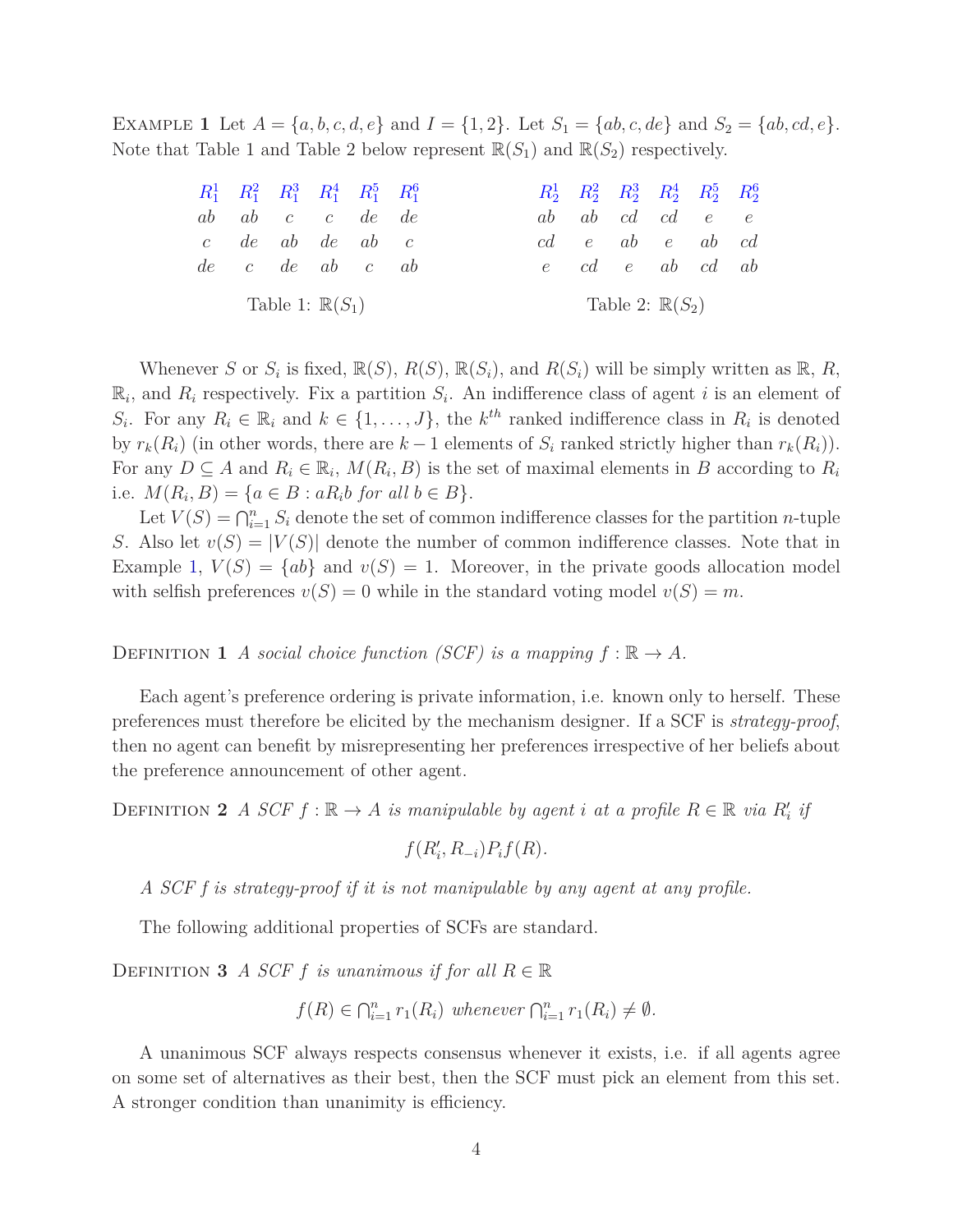**Example 1** Let $A = \{a, b, c, d, e\}$ and $I = \{1, 2\}$. Let $S_1 = \{ab, c, de\}$ and $S_2 = \{ab, cd, e\}$. Note that Table 1 and Table 2 below represent $\mathbb{R}(S_1)$ and $\mathbb{R}(S_2)$ respectively.

| $R_1^1$ | $R_1^2$ | $R_1^3$ | $R_1^4$ | $R_1^5$ | $R_1^6$ |
|---|---|---|---|---|---|
| $ab$ | $ab$ | $c$ | $c$ | $de$ | $de$ |
| $c$ | $de$ | $ab$ | $de$ | $ab$ | $c$ |
| $de$ | $c$ | $de$ | $ab$ | $c$ | $ab$ |

Table 1: $\mathbb{R}(S_1)$

| $R_2^1$ | $R_2^2$ | $R_2^3$ | $R_2^4$ | $R_2^5$ | $R_2^6$ |
|---|---|---|---|---|---|
| $ab$ | $ab$ | $cd$ | $cd$ | $e$ | $e$ |
| $cd$ | $e$ | $ab$ | $e$ | $ab$ | $cd$ |
| $e$ | $cd$ | $e$ | $ab$ | $cd$ | $ab$ |

Table 2: $\mathbb{R}(S_2)$

Whenever $S$ or $S_i$ is fixed, $\mathbb{R}(S)$, $R(S)$, $\mathbb{R}(S_i)$, and $R(S_i)$ will be simply written as $\mathbb{R}$, $R$, $\mathbb{R}_i$, and $R_i$ respectively. Fix a partition $S_i$. An indifference class of agent $i$ is an element of $S_i$. For any $R_i \in \mathbb{R}_i$ and $k \in \{1, \ldots, J\}$, the $k^{th}$ ranked indifference class in $R_i$ is denoted by $r_k(R_i)$ (in other words, there are $k-1$ elements of $S_i$ ranked strictly higher than $r_k(R_i)$). For any $D \subseteq A$ and $R_i \in \mathbb{R}_i$, $M(R_i, B)$ is the set of maximal elements in $B$ according to $R_i$ i.e. $M(R_i, B) = \{a \in B : aR_ib \text{ for all } b \in B\}$.

Let $V(S) = \bigcap_{i=1}^{n} S_i$ denote the set of common indifference classes for the partition $n$-tuple $S$. Also let $v(S) = |V(S)|$ denote the number of common indifference classes. Note that in Example 1, $V(S) = \{ab\}$ and $v(S) = 1$. Moreover, in the private goods allocation model with selfish preferences $v(S) = 0$ while in the standard voting model $v(S) = m$.

**Definition 1** *A social choice function (SCF) is a mapping $f : \mathbb{R} \to A$.*

Each agent's preference ordering is private information, i.e. known only to herself. These preferences must therefore be elicited by the mechanism designer. If a SCF is *strategy-proof*, then no agent can benefit by misrepresenting her preferences irrespective of her beliefs about the preference announcement of other agent.

**Definition 2** *A SCF $f : \mathbb{R} \to A$ is manipulable by agent $i$ at a profile $R \in \mathbb{R}$ via $R'_i$ if*

$$f(R'_i, R_{-i}) P_i f(R).$$

*A SCF $f$ is strategy-proof if it is not manipulable by any agent at any profile.*

The following additional properties of SCFs are standard.

**Definition 3** *A SCF $f$ is unanimous if for all $R \in \mathbb{R}$*

$$f(R) \in \bigcap_{i=1}^{n} r_1(R_i) \text{ whenever } \bigcap_{i=1}^{n} r_1(R_i) \neq \emptyset.$$

A unanimous SCF always respects consensus whenever it exists, i.e. if all agents agree on some set of alternatives as their best, then the SCF must pick an element from this set. A stronger condition than unanimity is efficiency.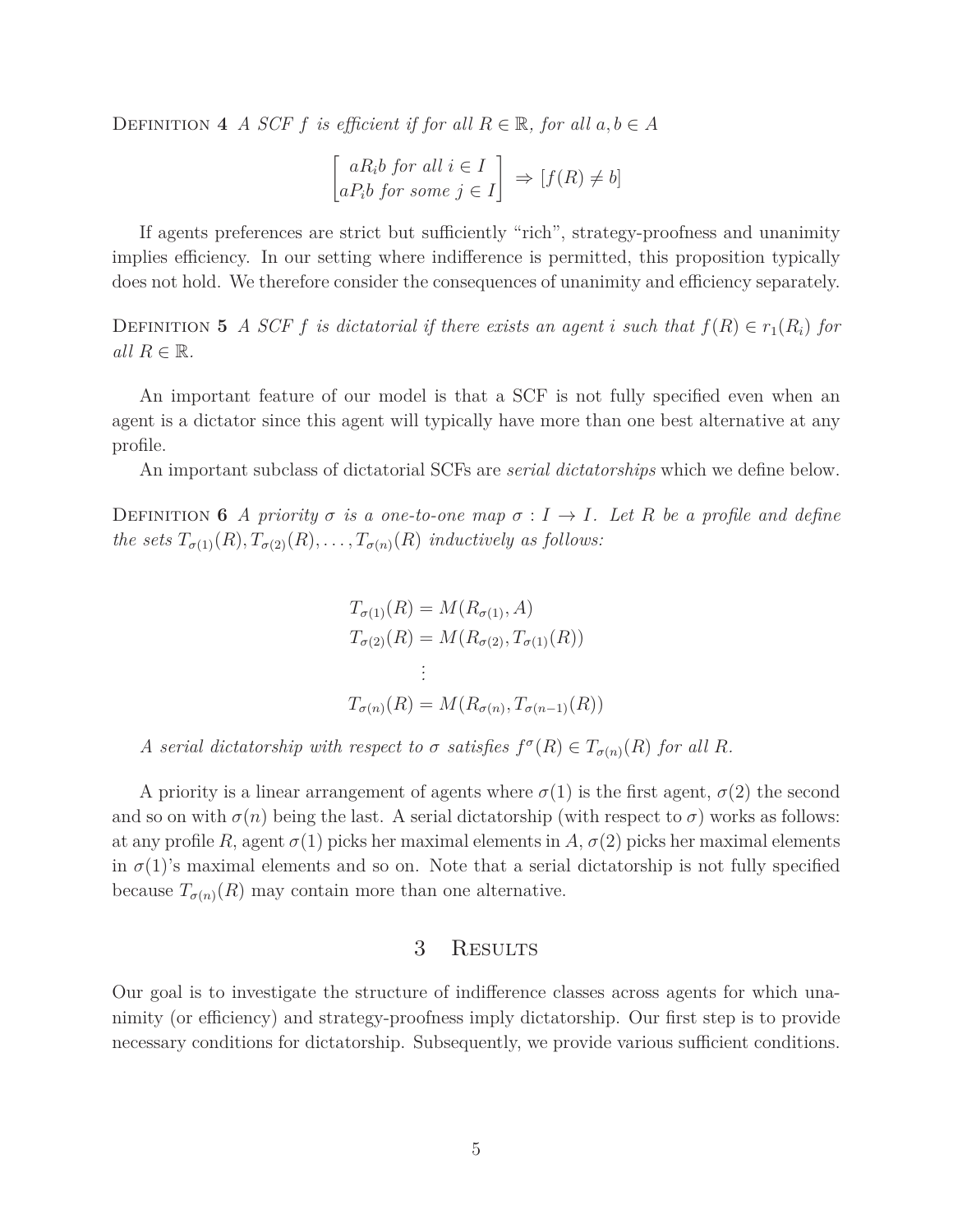Definition 4 *A SCF $f$ is efficient if for all $R \in \mathbb{R}$, for all $a, b \in A$*

$$\begin{bmatrix} aR_i b \text{ for all } i \in I \\ aP_i b \text{ for some } j \in I \end{bmatrix} \Rightarrow [f(R) \neq b]$$

If agents preferences are strict but sufficiently "rich", strategy-proofness and unanimity implies efficiency. In our setting where indifference is permitted, this proposition typically does not hold. We therefore consider the consequences of unanimity and efficiency separately.

Definition 5 *A SCF $f$ is dictatorial if there exists an agent $i$ such that $f(R) \in r_1(R_i)$ for all $R \in \mathbb{R}$.*

An important feature of our model is that a SCF is not fully specified even when an agent is a dictator since this agent will typically have more than one best alternative at any profile.

An important subclass of dictatorial SCFs are *serial dictatorships* which we define below.

Definition 6 *A priority $\sigma$ is a one-to-one map $\sigma : I \to I$. Let $R$ be a profile and define the sets $T_{\sigma(1)}(R), T_{\sigma(2)}(R), \ldots, T_{\sigma(n)}(R)$ inductively as follows:*

$$\begin{aligned}
T_{\sigma(1)}(R) &= M(R_{\sigma(1)}, A) \\
T_{\sigma(2)}(R) &= M(R_{\sigma(2)}, T_{\sigma(1)}(R)) \\
&\vdots \\
T_{\sigma(n)}(R) &= M(R_{\sigma(n)}, T_{\sigma(n-1)}(R))
\end{aligned}$$

*A serial dictatorship with respect to $\sigma$ satisfies $f^{\sigma}(R) \in T_{\sigma(n)}(R)$ for all $R$.*

A priority is a linear arrangement of agents where $\sigma(1)$ is the first agent, $\sigma(2)$ the second and so on with $\sigma(n)$ being the last. A serial dictatorship (with respect to $\sigma$) works as follows: at any profile $R$, agent $\sigma(1)$ picks her maximal elements in $A$, $\sigma(2)$ picks her maximal elements in $\sigma(1)$'s maximal elements and so on. Note that a serial dictatorship is not fully specified because $T_{\sigma(n)}(R)$ may contain more than one alternative.

## 3 Results

Our goal is to investigate the structure of indifference classes across agents for which unanimity (or efficiency) and strategy-proofness imply dictatorship. Our first step is to provide necessary conditions for dictatorship. Subsequently, we provide various sufficient conditions.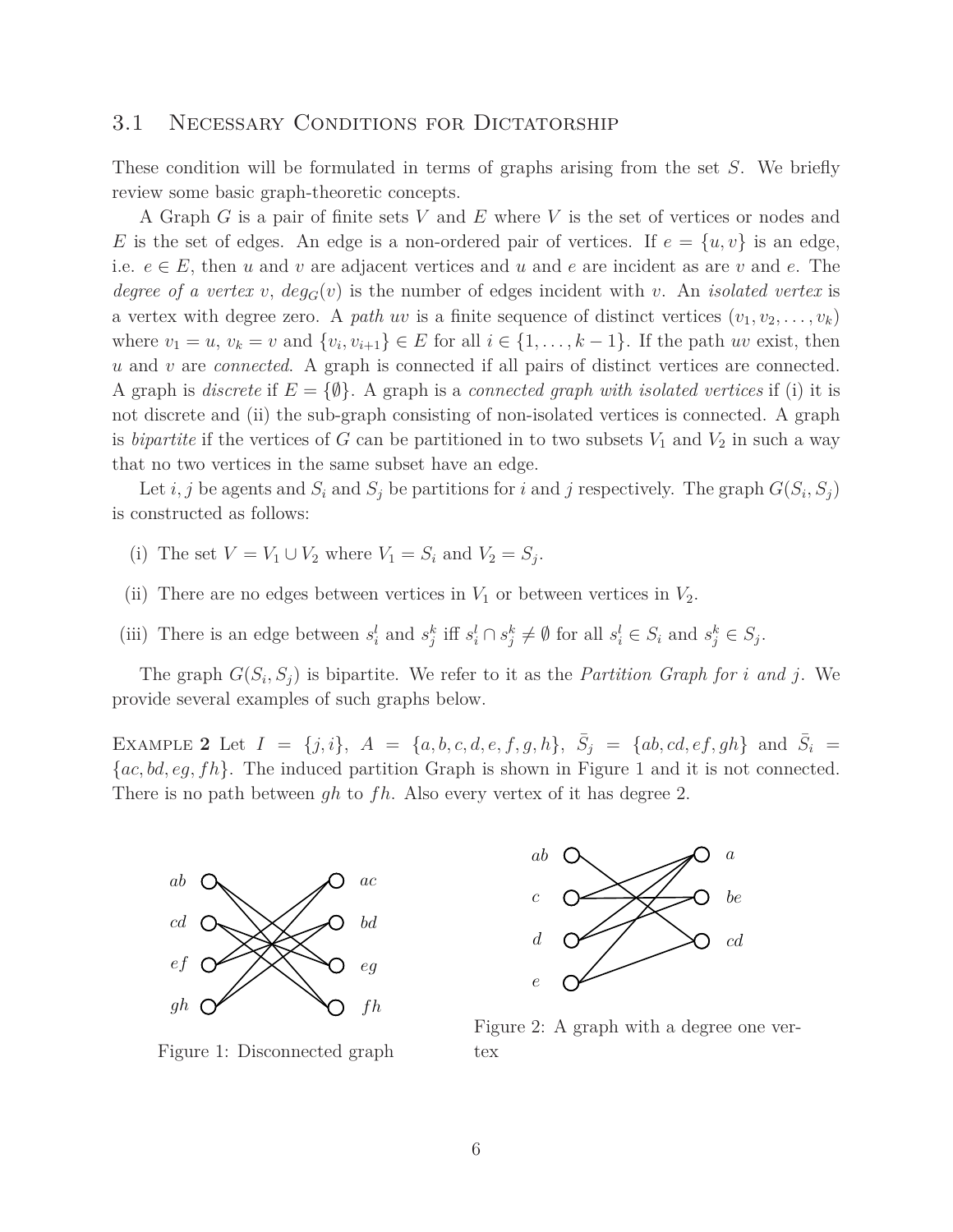### 3.1 Necessary Conditions for Dictatorship

These condition will be formulated in terms of graphs arising from the set $S$. We briefly review some basic graph-theoretic concepts.

A Graph $G$ is a pair of finite sets $V$ and $E$ where $V$ is the set of vertices or nodes and $E$ is the set of edges. An edge is a non-ordered pair of vertices. If $e = \{u, v\}$ is an edge, i.e. $e \in E$, then $u$ and $v$ are adjacent vertices and $u$ and $e$ are incident as are $v$ and $e$. The *degree of a vertex* $v$, $deg_G(v)$ is the number of edges incident with $v$. An *isolated vertex* is a vertex with degree zero. A *path* $uv$ is a finite sequence of distinct vertices $(v_1, v_2, \ldots, v_k)$ where $v_1 = u$, $v_k = v$ and $\{v_i, v_{i+1}\} \in E$ for all $i \in \{1, \ldots, k-1\}$. If the path $uv$ exist, then $u$ and $v$ are *connected*. A graph is connected if all pairs of distinct vertices are connected. A graph is *discrete* if $E = \{\emptyset\}$. A graph is a *connected graph with isolated vertices* if (i) it is not discrete and (ii) the sub-graph consisting of non-isolated vertices is connected. A graph is *bipartite* if the vertices of $G$ can be partitioned in to two subsets $V_1$ and $V_2$ in such a way that no two vertices in the same subset have an edge.

Let $i, j$ be agents and $S_i$ and $S_j$ be partitions for $i$ and $j$ respectively. The graph $G(S_i, S_j)$ is constructed as follows:

(i) The set $V = V_1 \cup V_2$ where $V_1 = S_i$ and $V_2 = S_j$.

(ii) There are no edges between vertices in $V_1$ or between vertices in $V_2$.

(iii) There is an edge between $s_i^l$ and $s_j^k$ iff $s_i^l \cap s_j^k \neq \emptyset$ for all $s_i^l \in S_i$ and $s_j^k \in S_j$.

The graph $G(S_i, S_j)$ is bipartite. We refer to it as the *Partition Graph for i and j*. We provide several examples of such graphs below.

Example 2 Let $I = \{j, i\}$, $A = \{a, b, c, d, e, f, g, h\}$, $\bar{S}_j = \{ab, cd, ef, gh\}$ and $\bar{S}_i = \{ac, bd, eg, fh\}$. The induced partition Graph is shown in Figure 1 and it is not connected. There is no path between $gh$ to $fh$. Also every vertex of it has degree 2.

Figure 1: Disconnected graph

Figure 2: A graph with a degree one vertex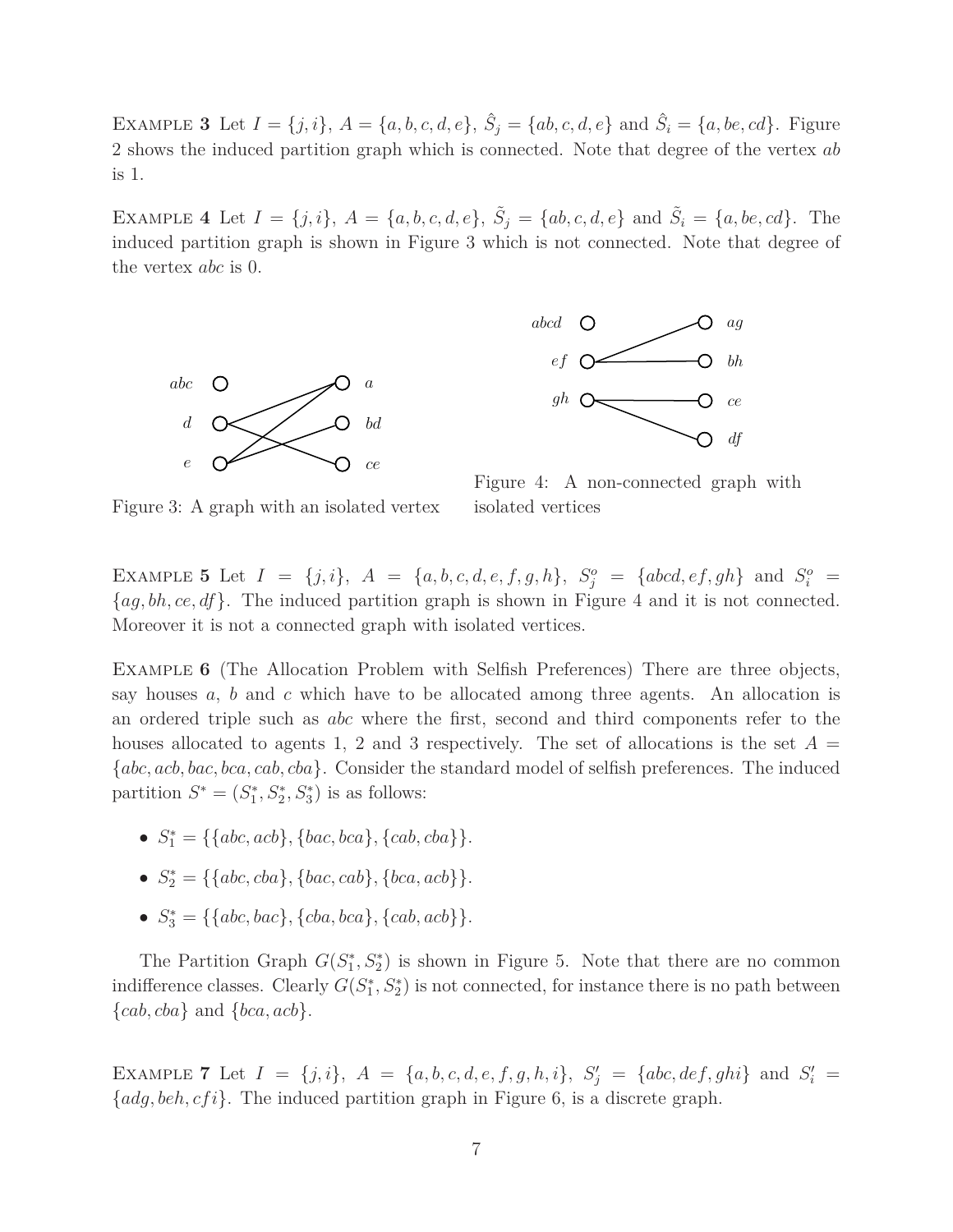EXAMPLE **3** Let $I = \{j, i\}$, $A = \{a, b, c, d, e\}$, $\hat{S}_j = \{ab, c, d, e\}$ and $\hat{S}_i = \{a, be, cd\}$. Figure 2 shows the induced partition graph which is connected. Note that degree of the vertex $ab$ is 1.

EXAMPLE **4** Let $I = \{j, i\}$, $A = \{a, b, c, d, e\}$, $\tilde{S}_j = \{ab, c, d, e\}$ and $\tilde{S}_i = \{a, be, cd\}$. The induced partition graph is shown in Figure 3 which is not connected. Note that degree of the vertex $abc$ is 0.

Figure 3: A graph with an isolated vertex

Figure 4: A non-connected graph with isolated vertices

EXAMPLE **5** Let $I = \{j, i\}$, $A = \{a, b, c, d, e, f, g, h\}$, $S^o_j = \{abcd, ef, gh\}$ and $S^o_i = \{ag, bh, ce, df\}$. The induced partition graph is shown in Figure 4 and it is not connected. Moreover it is not a connected graph with isolated vertices.

EXAMPLE **6** (The Allocation Problem with Selfish Preferences) There are three objects, say houses $a$, $b$ and $c$ which have to be allocated among three agents. An allocation is an ordered triple such as $abc$ where the first, second and third components refer to the houses allocated to agents 1, 2 and 3 respectively. The set of allocations is the set $A = \{abc, acb, bac, bca, cab, cba\}$. Consider the standard model of selfish preferences. The induced partition $S^* = (S^*_1, S^*_2, S^*_3)$ is as follows:

- $S^*_1 = \{\{abc, acb\}, \{bac, bca\}, \{cab, cba\}\}$.
- $S^*_2 = \{\{abc, cba\}, \{bac, cab\}, \{bca, acb\}\}$.
- $S^*_3 = \{\{abc, bac\}, \{cba, bca\}, \{cab, acb\}\}$.

The Partition Graph $G(S^*_1, S^*_2)$ is shown in Figure 5. Note that there are no common indifference classes. Clearly $G(S^*_1, S^*_2)$ is not connected, for instance there is no path between $\{cab, cba\}$ and $\{bca, acb\}$.

EXAMPLE **7** Let $I = \{j, i\}$, $A = \{a, b, c, d, e, f, g, h, i\}$, $S'_j = \{abc, def, ghi\}$ and $S'_i = \{adg, beh, cfi\}$. The induced partition graph in Figure 6, is a discrete graph.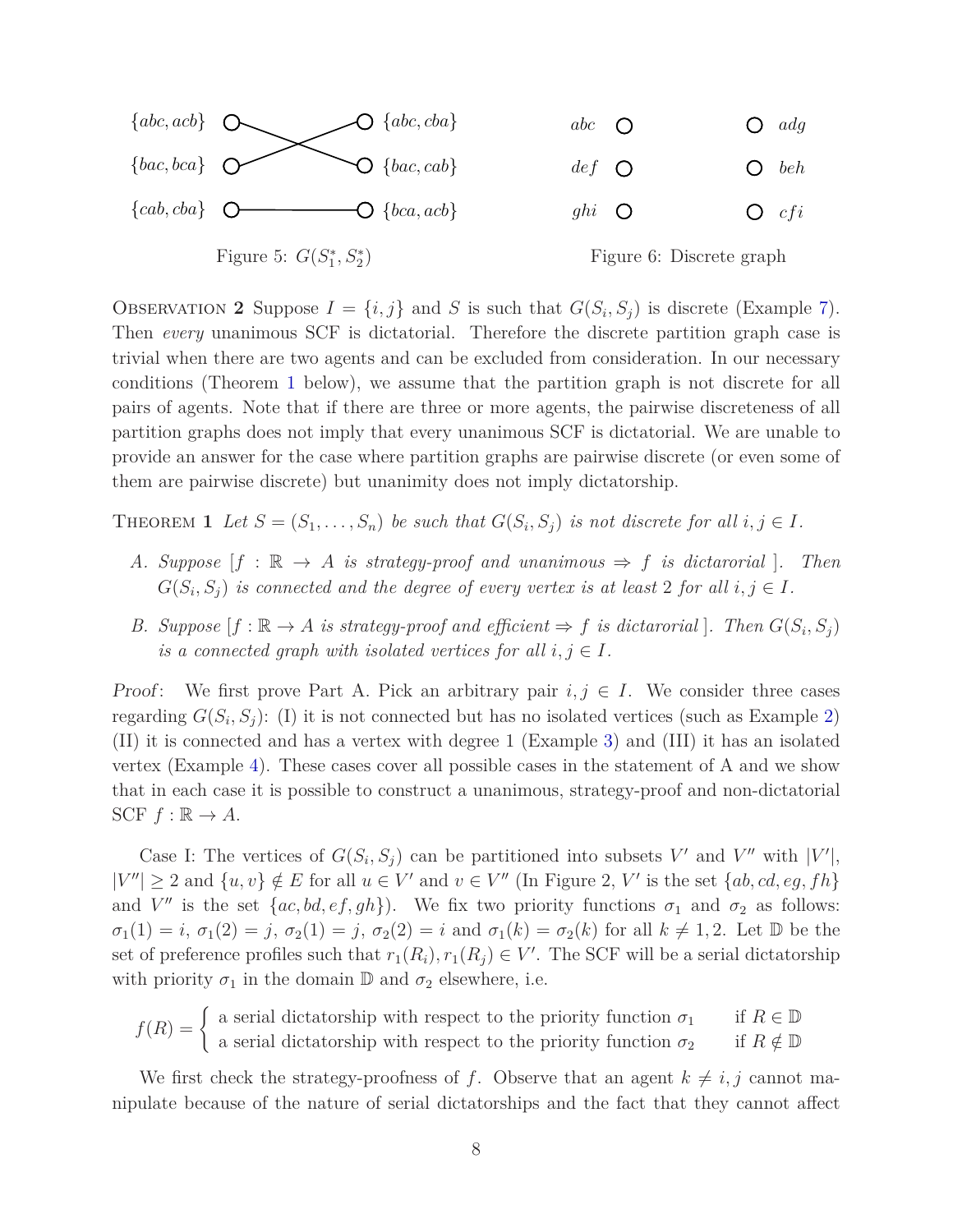Figure 5: $G(S_1^*, S_2^*)$

Figure 6: Discrete graph

Observation 2 Suppose $I = \{i, j\}$ and $S$ is such that $G(S_i, S_j)$ is discrete (Example 7). Then *every* unanimous SCF is dictatorial. Therefore the discrete partition graph case is trivial when there are two agents and can be excluded from consideration. In our necessary conditions (Theorem 1 below), we assume that the partition graph is not discrete for all pairs of agents. Note that if there are three or more agents, the pairwise discreteness of all partition graphs does not imply that every unanimous SCF is dictatorial. We are unable to provide an answer for the case where partition graphs are pairwise discrete (or even some of them are pairwise discrete) but unanimity does not imply dictatorship.

Theorem 1 *Let $S = (S_1, \ldots, S_n)$ be such that $G(S_i, S_j)$ is not discrete for all $i, j \in I$.*

*A. Suppose [$f : \mathbb{R} \to A$ is strategy-proof and unanimous $\Rightarrow$ $f$ is dictarorial ]. Then $G(S_i, S_j)$ is connected and the degree of every vertex is at least 2 for all $i, j \in I$.*

*B. Suppose [$f : \mathbb{R} \to A$ is strategy-proof and efficient $\Rightarrow$ $f$ is dictarorial ]. Then $G(S_i, S_j)$ is a connected graph with isolated vertices for all $i, j \in I$.*

*Proof*: We first prove Part A. Pick an arbitrary pair $i, j \in I$. We consider three cases regarding $G(S_i, S_j)$: (I) it is not connected but has no isolated vertices (such as Example 2) (II) it is connected and has a vertex with degree 1 (Example 3) and (III) it has an isolated vertex (Example 4). These cases cover all possible cases in the statement of A and we show that in each case it is possible to construct a unanimous, strategy-proof and non-dictatorial SCF $f : \mathbb{R} \to A$.

Case I: The vertices of $G(S_i, S_j)$ can be partitioned into subsets $V'$ and $V''$ with $|V'|$, $|V''| \geq 2$ and $\{u, v\} \notin E$ for all $u \in V'$ and $v \in V''$ (In Figure 2, $V'$ is the set $\{ab, cd, eg, fh\}$ and $V''$ is the set $\{ac, bd, ef, gh\}$). We fix two priority functions $\sigma_1$ and $\sigma_2$ as follows: $\sigma_1(1) = i$, $\sigma_1(2) = j$, $\sigma_2(1) = j$, $\sigma_2(2) = i$ and $\sigma_1(k) = \sigma_2(k)$ for all $k \neq 1, 2$. Let $\mathbb{D}$ be the set of preference profiles such that $r_1(R_i), r_1(R_j) \in V'$. The SCF will be a serial dictatorship with priority $\sigma_1$ in the domain $\mathbb{D}$ and $\sigma_2$ elsewhere, i.e.

$$f(R) = \begin{cases} \text{a serial dictatorship with respect to the priority function } \sigma_1 & \text{if } R \in \mathbb{D} \\ \text{a serial dictatorship with respect to the priority function } \sigma_2 & \text{if } R \notin \mathbb{D} \end{cases}$$

We first check the strategy-proofness of $f$. Observe that an agent $k \neq i, j$ cannot manipulate because of the nature of serial dictatorships and the fact that they cannot affect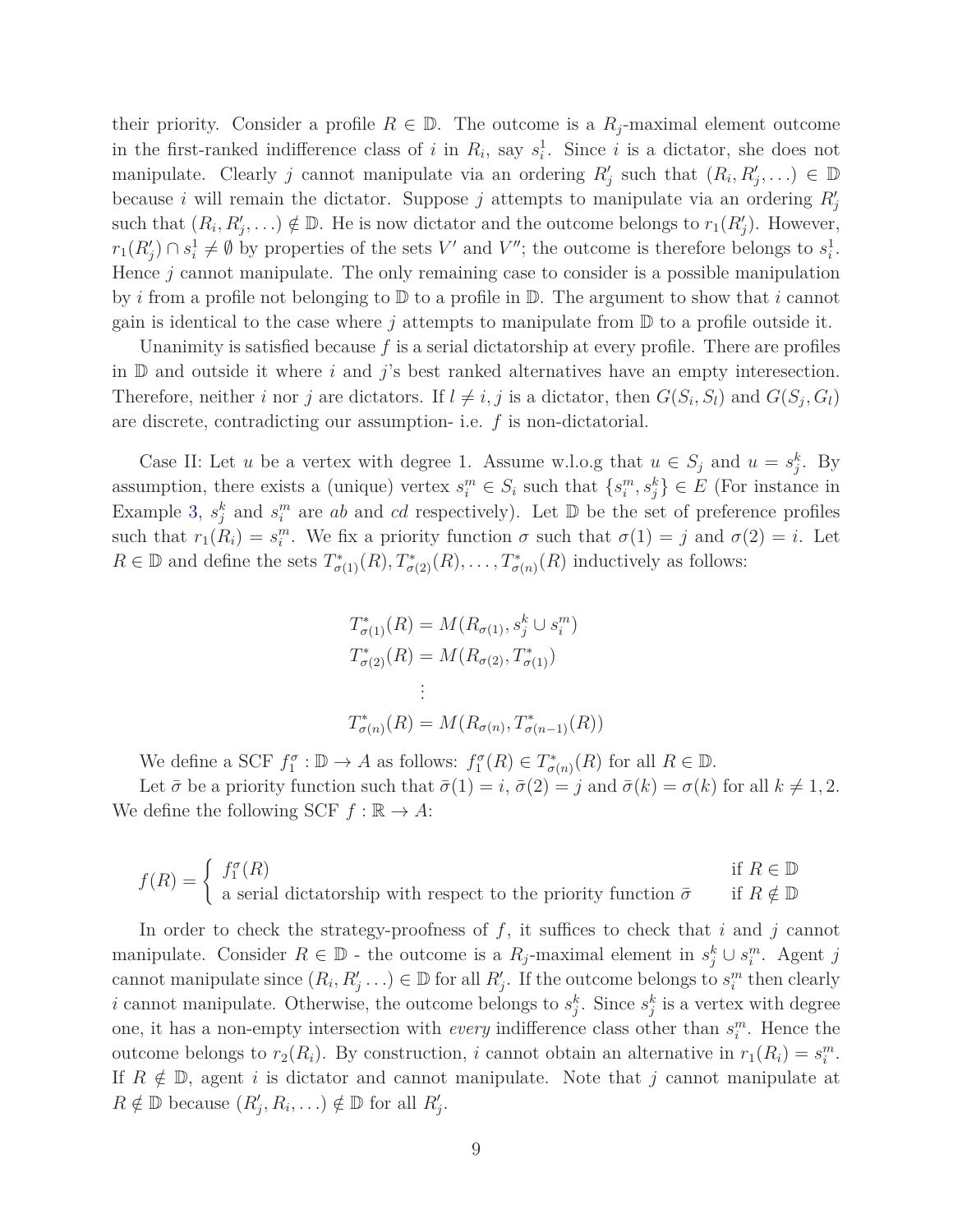their priority. Consider a profile $R \in \mathbb{D}$. The outcome is a $R_j$-maximal element outcome in the first-ranked indifference class of $i$ in $R_i$, say $s_i^1$. Since $i$ is a dictator, she does not manipulate. Clearly $j$ cannot manipulate via an ordering $R'_j$ such that $(R_i, R'_j, \ldots) \in \mathbb{D}$ because $i$ will remain the dictator. Suppose $j$ attempts to manipulate via an ordering $R'_j$ such that $(R_i, R'_j, \ldots) \notin \mathbb{D}$. He is now dictator and the outcome belongs to $r_1(R'_j)$. However, $r_1(R'_j) \cap s_i^1 \neq \emptyset$ by properties of the sets $V'$ and $V''$; the outcome is therefore belongs to $s_i^1$. Hence $j$ cannot manipulate. The only remaining case to consider is a possible manipulation by $i$ from a profile not belonging to $\mathbb{D}$ to a profile in $\mathbb{D}$. The argument to show that $i$ cannot gain is identical to the case where $j$ attempts to manipulate from $\mathbb{D}$ to a profile outside it.

Unanimity is satisfied because $f$ is a serial dictatorship at every profile. There are profiles in $\mathbb{D}$ and outside it where $i$ and $j$'s best ranked alternatives have an empty interesection. Therefore, neither $i$ nor $j$ are dictators. If $l \neq i, j$ is a dictator, then $G(S_i, S_l)$ and $G(S_j, G_l)$ are discrete, contradicting our assumption- i.e. $f$ is non-dictatorial.

Case II: Let $u$ be a vertex with degree 1. Assume w.l.o.g that $u \in S_j$ and $u = s_j^k$. By assumption, there exists a (unique) vertex $s_i^m \in S_i$ such that $\{s_i^m, s_j^k\} \in E$ (For instance in Example 3, $s_j^k$ and $s_i^m$ are $ab$ and $cd$ respectively). Let $\mathbb{D}$ be the set of preference profiles such that $r_1(R_i) = s_i^m$. We fix a priority function $\sigma$ such that $\sigma(1) = j$ and $\sigma(2) = i$. Let $R \in \mathbb{D}$ and define the sets $T^*_{\sigma(1)}(R), T^*_{\sigma(2)}(R), \ldots, T^*_{\sigma(n)}(R)$ inductively as follows:

$$
\begin{aligned}
T^*_{\sigma(1)}(R) &= M(R_{\sigma(1)}, s_j^k \cup s_i^m) \\
T^*_{\sigma(2)}(R) &= M(R_{\sigma(2)}, T^*_{\sigma(1)}) \\
&\vdots \\
T^*_{\sigma(n)}(R) &= M(R_{\sigma(n)}, T^*_{\sigma(n-1)}(R))
\end{aligned}
$$

We define a SCF $f_1^\sigma : \mathbb{D} \to A$ as follows: $f_1^\sigma(R) \in T^*_{\sigma(n)}(R)$ for all $R \in \mathbb{D}$.

Let $\bar{\sigma}$ be a priority function such that $\bar{\sigma}(1) = i$, $\bar{\sigma}(2) = j$ and $\bar{\sigma}(k) = \sigma(k)$ for all $k \neq 1, 2$. We define the following SCF $f : \mathbb{R} \to A$:

$$
f(R) = \begin{cases} f_1^\sigma(R) & \text{if } R \in \mathbb{D} \\ \text{a serial dictatorship with respect to the priority function } \bar{\sigma} & \text{if } R \notin \mathbb{D} \end{cases}
$$

In order to check the strategy-proofness of $f$, it suffices to check that $i$ and $j$ cannot manipulate. Consider $R \in \mathbb{D}$ - the outcome is a $R_j$-maximal element in $s_j^k \cup s_i^m$. Agent $j$ cannot manipulate since $(R_i, R'_j \ldots) \in \mathbb{D}$ for all $R'_j$. If the outcome belongs to $s_i^m$ then clearly $i$ cannot manipulate. Otherwise, the outcome belongs to $s_j^k$. Since $s_j^k$ is a vertex with degree one, it has a non-empty intersection with *every* indifference class other than $s_i^m$. Hence the outcome belongs to $r_2(R_i)$. By construction, $i$ cannot obtain an alternative in $r_1(R_i) = s_i^m$. If $R \notin \mathbb{D}$, agent $i$ is dictator and cannot manipulate. Note that $j$ cannot manipulate at $R \notin \mathbb{D}$ because $(R'_j, R_i, \ldots) \notin \mathbb{D}$ for all $R'_j$.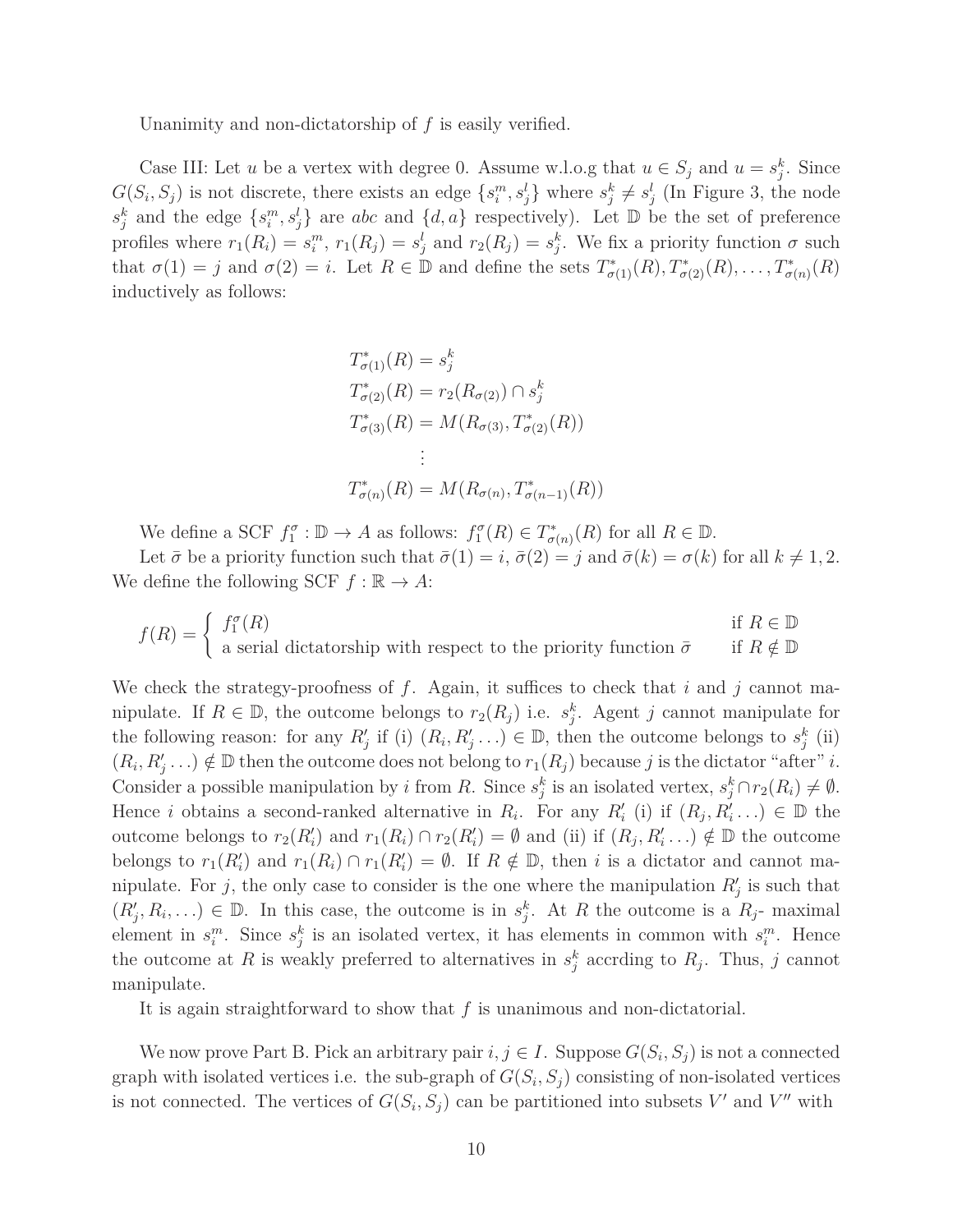Unanimity and non-dictatorship of $f$ is easily verified.

Case III: Let $u$ be a vertex with degree 0. Assume w.l.o.g that $u \in S_j$ and $u = s_j^k$. Since $G(S_i, S_j)$ is not discrete, there exists an edge $\{s_i^m, s_j^l\}$ where $s_j^k \neq s_j^l$ (In Figure 3, the node $s_j^k$ and the edge $\{s_i^m, s_j^l\}$ are *abc* and $\{d, a\}$ respectively). Let $\mathbb{D}$ be the set of preference profiles where $r_1(R_i) = s_i^m$, $r_1(R_j) = s_j^l$ and $r_2(R_j) = s_j^k$. We fix a priority function $\sigma$ such that $\sigma(1) = j$ and $\sigma(2) = i$. Let $R \in \mathbb{D}$ and define the sets $T^*_{\sigma(1)}(R), T^*_{\sigma(2)}(R), \ldots, T^*_{\sigma(n)}(R)$ inductively as follows:

$$
\begin{aligned}
T^*_{\sigma(1)}(R) &= s_j^k \\
T^*_{\sigma(2)}(R) &= r_2(R_{\sigma(2)}) \cap s_j^k \\
T^*_{\sigma(3)}(R) &= M(R_{\sigma(3)}, T^*_{\sigma(2)}(R)) \\
&\vdots \\
T^*_{\sigma(n)}(R) &= M(R_{\sigma(n)}, T^*_{\sigma(n-1)}(R))
\end{aligned}
$$

We define a SCF $f_1^\sigma : \mathbb{D} \to A$ as follows: $f_1^\sigma(R) \in T^*_{\sigma(n)}(R)$ for all $R \in \mathbb{D}$.

Let $\bar{\sigma}$ be a priority function such that $\bar{\sigma}(1) = i$, $\bar{\sigma}(2) = j$ and $\bar{\sigma}(k) = \sigma(k)$ for all $k \neq 1, 2$. We define the following SCF $f : \mathbb{R} \to A$:

$$
f(R) = \begin{cases} f_1^\sigma(R) & \text{if } R \in \mathbb{D} \\ \text{a serial dictatorship with respect to the priority function } \bar{\sigma} & \text{if } R \notin \mathbb{D} \end{cases}
$$

We check the strategy-proofness of $f$. Again, it suffices to check that $i$ and $j$ cannot manipulate. If $R \in \mathbb{D}$, the outcome belongs to $r_2(R_j)$ i.e. $s_j^k$. Agent $j$ cannot manipulate for the following reason: for any $R'_j$ if (i) $(R_i, R'_j \ldots) \in \mathbb{D}$, then the outcome belongs to $s_j^k$ (ii) $(R_i, R'_j \ldots) \notin \mathbb{D}$ then the outcome does not belong to $r_1(R_j)$ because $j$ is the dictator "after" $i$. Consider a possible manipulation by $i$ from $R$. Since $s_j^k$ is an isolated vertex, $s_j^k \cap r_2(R_i) \neq \emptyset$. Hence $i$ obtains a second-ranked alternative in $R_i$. For any $R'_i$ (i) if $(R_j, R'_i \ldots) \in \mathbb{D}$ the outcome belongs to $r_2(R'_i)$ and $r_1(R_i) \cap r_2(R'_i) = \emptyset$ and (ii) if $(R_j, R'_i \ldots) \notin \mathbb{D}$ the outcome belongs to $r_1(R'_i)$ and $r_1(R_i) \cap r_1(R'_i) = \emptyset$. If $R \notin \mathbb{D}$, then $i$ is a dictator and cannot manipulate. For $j$, the only case to consider is the one where the manipulation $R'_j$ is such that $(R'_j, R_i, \ldots) \in \mathbb{D}$. In this case, the outcome is in $s_j^k$. At $R$ the outcome is a $R_j$- maximal element in $s_i^m$. Since $s_j^k$ is an isolated vertex, it has elements in common with $s_i^m$. Hence the outcome at $R$ is weakly preferred to alternatives in $s_j^k$ accrding to $R_j$. Thus, $j$ cannot manipulate.

It is again straightforward to show that $f$ is unanimous and non-dictatorial.

We now prove Part B. Pick an arbitrary pair $i, j \in I$. Suppose $G(S_i, S_j)$ is not a connected graph with isolated vertices i.e. the sub-graph of $G(S_i, S_j)$ consisting of non-isolated vertices is not connected. The vertices of $G(S_i, S_j)$ can be partitioned into subsets $V'$ and $V''$ with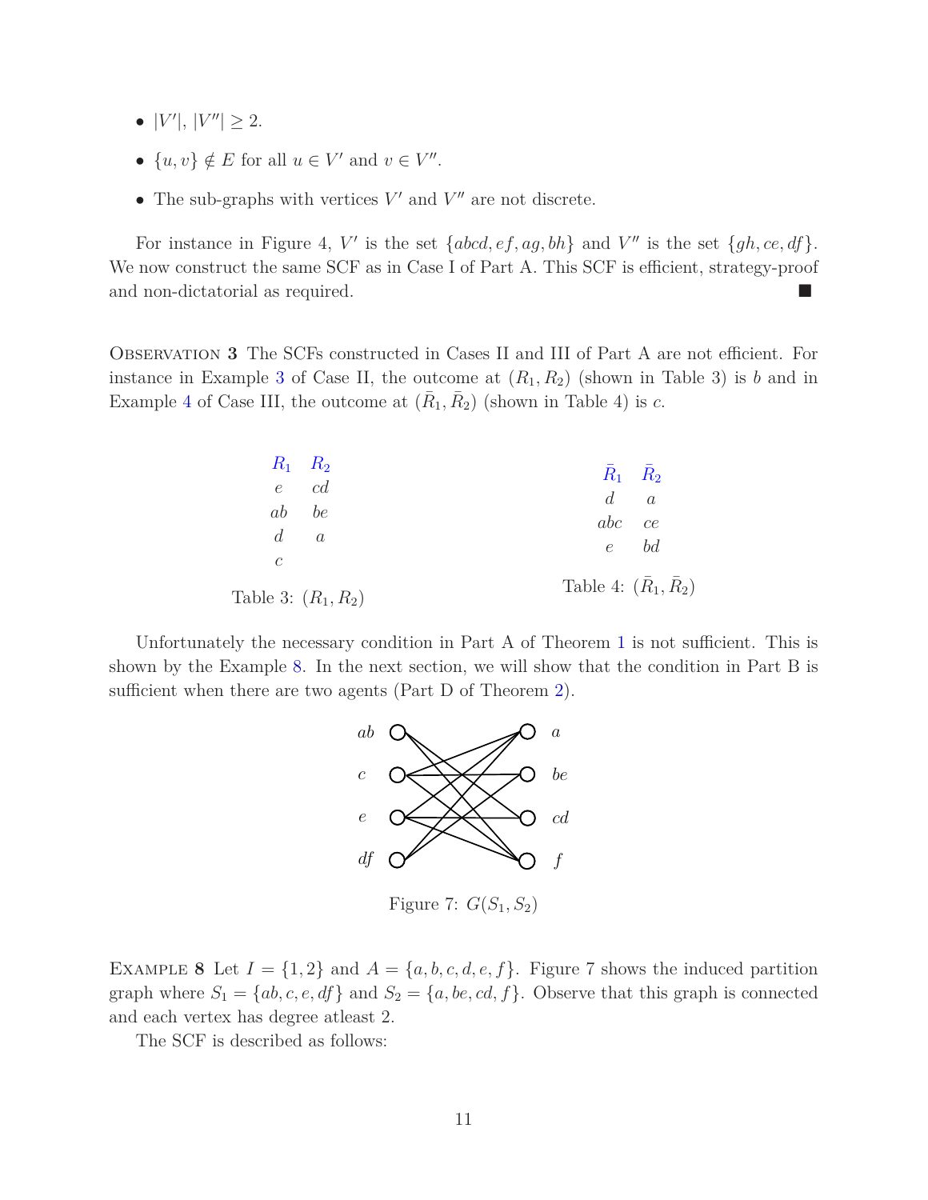- $|V'|, |V''| \geq 2$.
- $\{u, v\} \notin E$ for all $u \in V'$ and $v \in V''$.
- The sub-graphs with vertices $V'$ and $V''$ are not discrete.

For instance in Figure 4, $V'$ is the set $\{abcd, ef, ag, bh\}$ and $V''$ is the set $\{gh, ce, df\}$. We now construct the same SCF as in Case I of Part A. This SCF is efficient, strategy-proof and non-dictatorial as required. ■

OBSERVATION **3** The SCFs constructed in Cases II and III of Part A are not efficient. For instance in Example 3 of Case II, the outcome at $(R_1, R_2)$ (shown in Table 3) is $b$ and in Example 4 of Case III, the outcome at $(\bar{R}_1, \bar{R}_2)$ (shown in Table 4) is $c$.

| $R_1$ | $R_2$ |
|---|---|
| $e$ | $cd$ |
| $ab$ | $be$ |
| $d$ | $a$ |
| $c$ | |

Table 3: $(R_1, R_2)$

| $\bar{R}_1$ | $\bar{R}_2$ |
|---|---|
| $d$ | $a$ |
| $abc$ | $ce$ |
| $e$ | $bd$ |

Table 4: $(\bar{R}_1, \bar{R}_2)$

Unfortunately the necessary condition in Part A of Theorem 1 is not sufficient. This is shown by the Example 8. In the next section, we will show that the condition in Part B is sufficient when there are two agents (Part D of Theorem 2).

Figure 7: $G(S_1, S_2)$

EXAMPLE **8** Let $I = \{1, 2\}$ and $A = \{a, b, c, d, e, f\}$. Figure 7 shows the induced partition graph where $S_1 = \{ab, c, e, df\}$ and $S_2 = \{a, be, cd, f\}$. Observe that this graph is connected and each vertex has degree atleast 2.

The SCF is described as follows: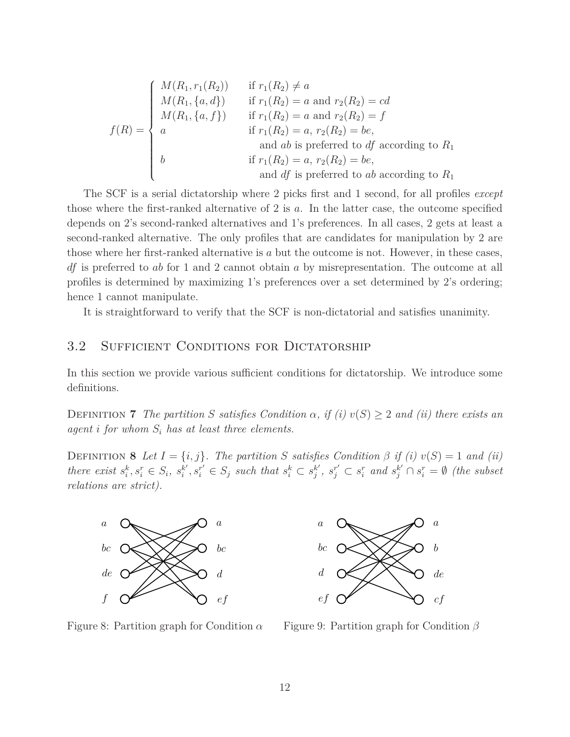$$
f(R) = \begin{cases} M(R_1, r_1(R_2)) & \text{if } r_1(R_2) \neq a \\ M(R_1, \{a, d\}) & \text{if } r_1(R_2) = a \text{ and } r_2(R_2) = cd \\ M(R_1, \{a, f\}) & \text{if } r_1(R_2) = a \text{ and } r_2(R_2) = f \\ a & \text{if } r_1(R_2) = a,\ r_2(R_2) = be, \\ & \quad \text{and } ab \text{ is preferred to } df \text{ according to } R_1 \\ b & \text{if } r_1(R_2) = a,\ r_2(R_2) = be, \\ & \quad \text{and } df \text{ is preferred to } ab \text{ according to } R_1 \end{cases}
$$

The SCF is a serial dictatorship where 2 picks first and 1 second, for all profiles *except* those where the first-ranked alternative of 2 is $a$. In the latter case, the outcome specified depends on 2's second-ranked alternatives and 1's preferences. In all cases, 2 gets at least a second-ranked alternative. The only profiles that are candidates for manipulation by 2 are those where her first-ranked alternative is $a$ but the outcome is not. However, in these cases, $df$ is preferred to $ab$ for 1 and 2 cannot obtain $a$ by misrepresentation. The outcome at all profiles is determined by maximizing 1's preferences over a set determined by 2's ordering; hence 1 cannot manipulate.

It is straightforward to verify that the SCF is non-dictatorial and satisfies unanimity.

## 3.2 Sufficient Conditions for Dictatorship

In this section we provide various sufficient conditions for dictatorship. We introduce some definitions.

**Definition 7** *The partition $S$ satisfies Condition $\alpha$, if (i) $v(S) \geq 2$ and (ii) there exists an agent $i$ for whom $S_i$ has at least three elements.*

**Definition 8** *Let $I = \{i, j\}$. The partition $S$ satisfies Condition $\beta$ if (i) $v(S) = 1$ and (ii) there exist $s_i^k, s_i^r \in S_i$, $s_i^{k'}, s_i^{r'} \in S_j$ such that $s_i^k \subset s_j^{k'}$, $s_j^{r'} \subset s_i^r$ and $s_j^{k'} \cap s_i^r = \emptyset$ (the subset relations are strict).*

Figure 8: Partition graph for Condition $\alpha$

Figure 9: Partition graph for Condition $\beta$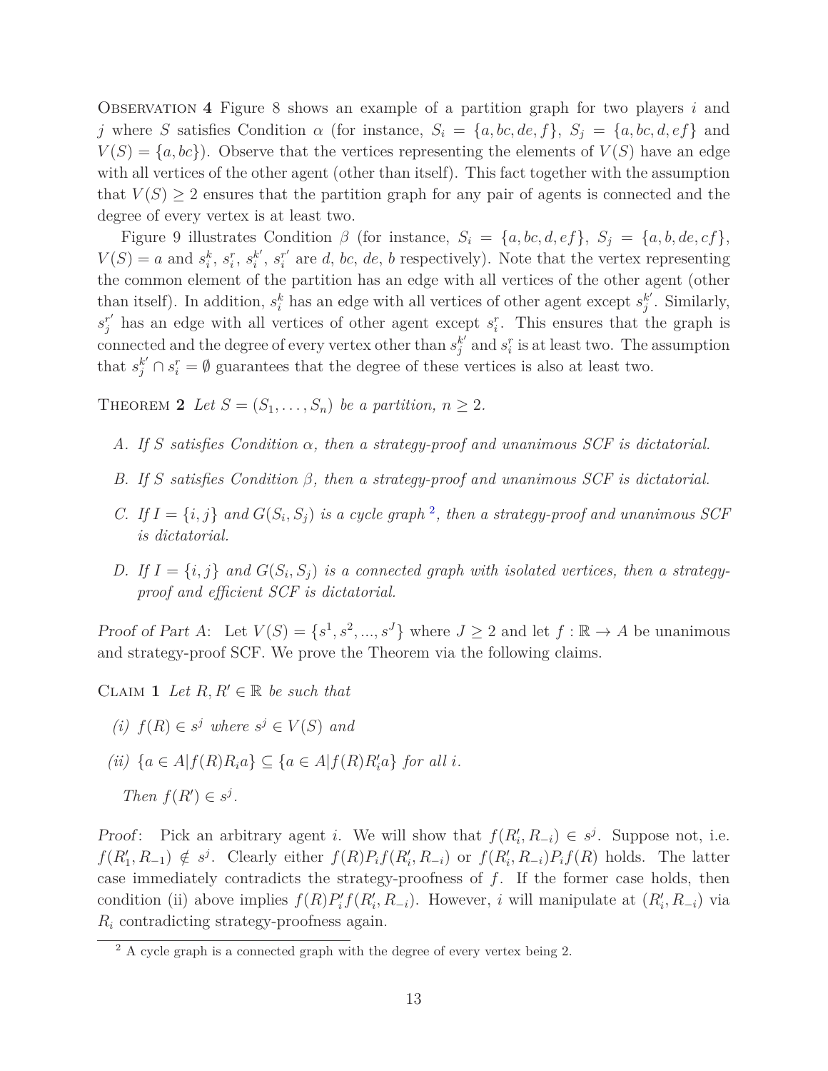Observation 4 Figure 8 shows an example of a partition graph for two players $i$ and $j$ where $S$ satisfies Condition $\alpha$ (for instance, $S_i = \{a, bc, de, f\}$, $S_j = \{a, bc, d, ef\}$ and $V(S) = \{a, bc\}$). Observe that the vertices representing the elements of $V(S)$ have an edge with all vertices of the other agent (other than itself). This fact together with the assumption that $V(S) \geq 2$ ensures that the partition graph for any pair of agents is connected and the degree of every vertex is at least two.

Figure 9 illustrates Condition $\beta$ (for instance, $S_i = \{a, bc, d, ef\}$, $S_j = \{a, b, de, cf\}$, $V(S) = a$ and $s_i^k$, $s_i^r$, $s_i^{k'}$, $s_i^{r'}$ are $d$, $bc$, $de$, $b$ respectively). Note that the vertex representing the common element of the partition has an edge with all vertices of the other agent (other than itself). In addition, $s_i^k$ has an edge with all vertices of other agent except $s_j^{k'}$. Similarly, $s_j^{r'}$ has an edge with all vertices of other agent except $s_i^r$. This ensures that the graph is connected and the degree of every vertex other than $s_j^{k'}$ and $s_i^r$ is at least two. The assumption that $s_j^{k'} \cap s_i^r = \emptyset$ guarantees that the degree of these vertices is also at least two.

Theorem 2 *Let $S = (S_1, \ldots, S_n)$ be a partition, $n \geq 2$.*

- *A. If $S$ satisfies Condition $\alpha$, then a strategy-proof and unanimous SCF is dictatorial.*
- *B. If $S$ satisfies Condition $\beta$, then a strategy-proof and unanimous SCF is dictatorial.*
- *C. If $I = \{i, j\}$ and $G(S_i, S_j)$ is a cycle graph [2], then a strategy-proof and unanimous SCF is dictatorial.*
- *D. If $I = \{i, j\}$ and $G(S_i, S_j)$ is a connected graph with isolated vertices, then a strategy-proof and efficient SCF is dictatorial.*

*Proof of Part A*: Let $V(S) = \{s^1, s^2, ..., s^J\}$ where $J \geq 2$ and let $f : \mathbb{R} \to A$ be unanimous and strategy-proof SCF. We prove the Theorem via the following claims.

Claim 1 *Let $R, R' \in \mathbb{R}$ be such that*

*(i) $f(R) \in s^j$ where $s^j \in V(S)$ and*

*(ii) $\{a \in A | f(R) R_i a\} \subseteq \{a \in A | f(R) R'_i a\}$ for all $i$.*

*Then $f(R') \in s^j$.*

*Proof*: Pick an arbitrary agent $i$. We will show that $f(R'_i, R_{-i}) \in s^j$. Suppose not, i.e. $f(R'_1, R_{-1}) \notin s^j$. Clearly either $f(R) P_i f(R'_i, R_{-i})$ or $f(R'_i, R_{-i}) P_i f(R)$ holds. The latter case immediately contradicts the strategy-proofness of $f$. If the former case holds, then condition (ii) above implies $f(R) P'_i f(R'_i, R_{-i})$. However, $i$ will manipulate at $(R'_i, R_{-i})$ via $R_i$ contradicting strategy-proofness again.

[2] A cycle graph is a connected graph with the degree of every vertex being 2.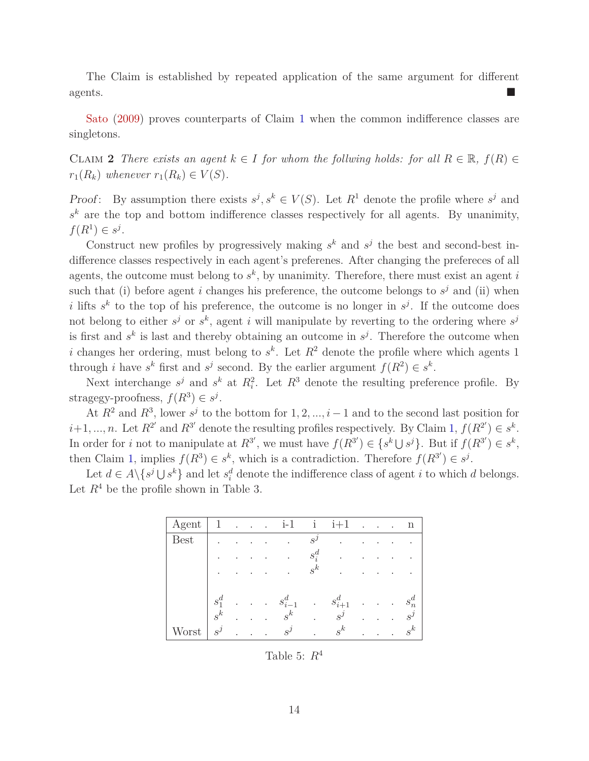The Claim is established by repeated application of the same argument for different agents. ■

Sato (2009) proves counterparts of Claim 1 when the common indifference classes are singletons.

Claim 2 *There exists an agent $k \in I$ for whom the follwing holds: for all $R \in \mathbb{R}$, $f(R) \in r_1(R_k)$ whenever $r_1(R_k) \in V(S)$.*

*Proof*: By assumption there exists $s^j, s^k \in V(S)$. Let $R^1$ denote the profile where $s^j$ and $s^k$ are the top and bottom indifference classes respectively for all agents. By unanimity, $f(R^1) \in s^j$.

Construct new profiles by progressively making $s^k$ and $s^j$ the best and second-best indifference classes respectively in each agent's preferenes. After changing the prefereces of all agents, the outcome must belong to $s^k$, by unanimity. Therefore, there must exist an agent $i$ such that (i) before agent $i$ changes his preference, the outcome belongs to $s^j$ and (ii) when $i$ lifts $s^k$ to the top of his preference, the outcome is no longer in $s^j$. If the outcome does not belong to either $s^j$ or $s^k$, agent $i$ will manipulate by reverting to the ordering where $s^j$ is first and $s^k$ is last and thereby obtaining an outcome in $s^j$. Therefore the outcome when $i$ changes her ordering, must belong to $s^k$. Let $R^2$ denote the profile where which agents 1 through $i$ have $s^k$ first and $s^j$ second. By the earlier argument $f(R^2) \in s^k$.

Next interchange $s^j$ and $s^k$ at $R^2_i$. Let $R^3$ denote the resulting preference profile. By stragegy-proofness, $f(R^3) \in s^j$.

At $R^2$ and $R^3$, lower $s^j$ to the bottom for $1, 2, ..., i-1$ and to the second last position for $i+1, ..., n$. Let $R^{2'}$ and $R^{3'}$ denote the resulting profiles respectively. By Claim 1, $f(R^{2'}) \in s^k$. In order for $i$ not to manipulate at $R^{3'}$, we must have $f(R^{3'}) \in \{s^k \bigcup s^j\}$. But if $f(R^{3'}) \in s^k$, then Claim 1, implies $f(R^3) \in s^k$, which is a contradiction. Therefore $f(R^{3'}) \in s^j$.

Let $d \in A \backslash \{s^j \bigcup s^k\}$ and let $s^d_i$ denote the indifference class of agent $i$ to which $d$ belongs. Let $R^4$ be the profile shown in Table 3.

| Agent | 1 | . | . | . | i-1 | i | i+1 | . | . | . | n |
|---|---|---|---|---|---|---|---|---|---|---|---|
| Best | . | . | . | . | . | $s^j$ | . | . | . | . | . |
| | . | . | . | . | . | $s^d_i$ | . | . | . | . | . |
| | . | . | . | . | . | $s^k$ | . | . | . | . | . |
| | $s^d_1$ | . | . | . | $s^d_{i-1}$ | . | $s^d_{i+1}$ | . | . | . | $s^d_n$ |
| | $s^k$ | . | . | . | $s^k$ | . | $s^j$ | . | . | . | $s^j$ |
| Worst | $s^j$ | . | . | . | $s^j$ | . | $s^k$ | . | . | . | $s^k$ |

Table 5: $R^4$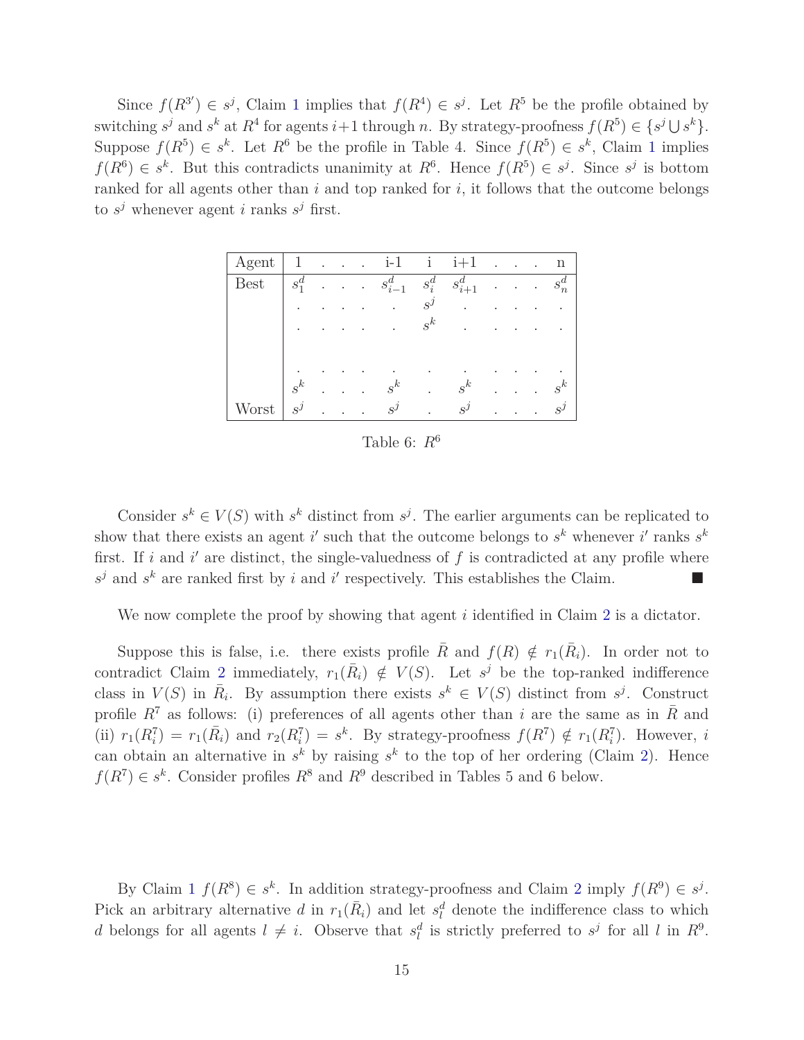Since $f(R^{3'}) \in s^j$, Claim 1 implies that $f(R^4) \in s^j$. Let $R^5$ be the profile obtained by switching $s^j$ and $s^k$ at $R^4$ for agents $i+1$ through $n$. By strategy-proofness $f(R^5) \in \{s^j \bigcup s^k\}$. Suppose $f(R^5) \in s^k$. Let $R^6$ be the profile in Table 4. Since $f(R^5) \in s^k$, Claim 1 implies $f(R^6) \in s^k$. But this contradicts unanimity at $R^6$. Hence $f(R^5) \in s^j$. Since $s^j$ is bottom ranked for all agents other than $i$ and top ranked for $i$, it follows that the outcome belongs to $s^j$ whenever agent $i$ ranks $s^j$ first.

| Agent | 1 | . | . | . | i-1 | i | i+1 | . | . | . | n |
|---|---|---|---|---|---|---|---|---|---|---|---|
| Best | $s_1^d$ | . | . | . | $s_{i-1}^d$ | $s_i^d$ | $s_{i+1}^d$ | . | . | . | $s_n^d$ |
| | . | . | . | . | . | $s^j$ | . | . | . | . | . |
| | . | . | . | . | . | $s^k$ | . | . | . | . | . |
| | | | | | | | | | | | |
| | . | . | . | . | . | . | . | . | . | . | . |
| | $s^k$ | . | . | . | $s^k$ | . | $s^k$ | . | . | . | $s^k$ |
| Worst | $s^j$ | . | . | . | $s^j$ | . | $s^j$ | . | . | . | $s^j$ |

Table 6: $R^6$

Consider $s^k \in V(S)$ with $s^k$ distinct from $s^j$. The earlier arguments can be replicated to show that there exists an agent $i'$ such that the outcome belongs to $s^k$ whenever $i'$ ranks $s^k$ first. If $i$ and $i'$ are distinct, the single-valuedness of $f$ is contradicted at any profile where $s^j$ and $s^k$ are ranked first by $i$ and $i'$ respectively. This establishes the Claim. ■

We now complete the proof by showing that agent $i$ identified in Claim 2 is a dictator.

Suppose this is false, i.e. there exists profile $\bar{R}$ and $f(R) \notin r_1(\bar{R}_i)$. In order not to contradict Claim 2 immediately, $r_1(\bar{R}_i) \notin V(S)$. Let $s^j$ be the top-ranked indifference class in $V(S)$ in $\bar{R}_i$. By assumption there exists $s^k \in V(S)$ distinct from $s^j$. Construct profile $R^7$ as follows: (i) preferences of all agents other than $i$ are the same as in $\bar{R}$ and (ii) $r_1(R_i^7) = r_1(\bar{R}_i)$ and $r_2(R_i^7) = s^k$. By strategy-proofness $f(R^7) \notin r_1(R_i^7)$. However, $i$ can obtain an alternative in $s^k$ by raising $s^k$ to the top of her ordering (Claim 2). Hence $f(R^7) \in s^k$. Consider profiles $R^8$ and $R^9$ described in Tables 5 and 6 below.

By Claim 1 $f(R^8) \in s^k$. In addition strategy-proofness and Claim 2 imply $f(R^9) \in s^j$. Pick an arbitrary alternative $d$ in $r_1(\bar{R}_i)$ and let $s_l^d$ denote the indifference class to which $d$ belongs for all agents $l \neq i$. Observe that $s_l^d$ is strictly preferred to $s^j$ for all $l$ in $R^9$.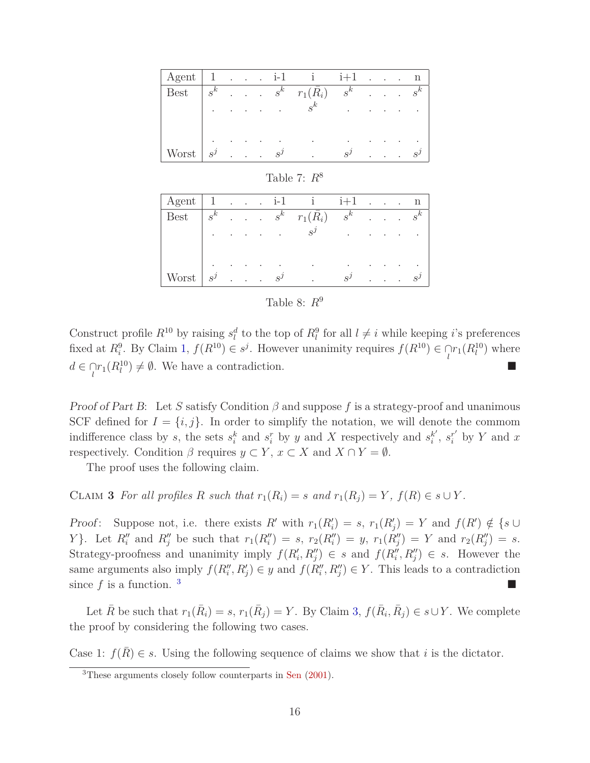| Agent | 1 | . | . | . | i-1 | i | i+1 | . | . | . | n |
|---|---|---|---|---|---|---|---|---|---|---|---|
| Best | $s^k$ | . | . | . | $s^k$ | $r_1(\bar{R}_i)$ | $s^k$ | . | . | . | $s^k$ |
| | . | . | . | . | . | $s^k$ | . | . | . | . | . |
| | | | | | | | | | | | |
| | . | . | . | . | . | . | . | . | . | . | . |
| Worst | $s^j$ | . | . | . | $s^j$ | . | $s^j$ | . | . | . | $s^j$ |

Table 7: $R^8$

| Agent | 1 | . | . | . | i-1 | i | i+1 | . | . | . | n |
|---|---|---|---|---|---|---|---|---|---|---|---|
| Best | $s^k$ | . | . | . | $s^k$ | $r_1(\bar{R}_i)$ | $s^k$ | . | . | . | $s^k$ |
| | . | . | . | . | . | $s^j$ | . | . | . | . | . |
| | | | | | | | | | | | |
| | . | . | . | . | . | . | . | . | . | . | . |
| Worst | $s^j$ | . | . | . | $s^j$ | . | $s^j$ | . | . | . | $s^j$ |

Table 8: $R^9$

Construct profile $R^{10}$ by raising $s_l^d$ to the top of $R_l^9$ for all $l \neq i$ while keeping $i$'s preferences fixed at $R_i^9$. By Claim 1, $f(R^{10}) \in s^j$. However unanimity requires $f(R^{10}) \in \underset{l}{\cap} r_1(R_l^{10})$ where $d \in \underset{l}{\cap} r_1(R_l^{10}) \neq \emptyset$. We have a contradiction. ∎

*Proof of Part B*: Let $S$ satisfy Condition $\beta$ and suppose $f$ is a strategy-proof and unanimous SCF defined for $I = \{i, j\}$. In order to simplify the notation, we will denote the commom indifference class by $s$, the sets $s_i^k$ and $s_i^r$ by $y$ and $X$ respectively and $s_i^{k'}$, $s_i^{r'}$ by $Y$ and $x$ respectively. Condition $\beta$ requires $y \subset Y$, $x \subset X$ and $X \cap Y = \emptyset$.

The proof uses the following claim.

Claim 3 *For all profiles $R$ such that $r_1(R_i) = s$ and $r_1(R_j) = Y$, $f(R) \in s \cup Y$.*

*Proof*: Suppose not, i.e. there exists $R'$ with $r_1(R_i') = s$, $r_1(R_j') = Y$ and $f(R') \notin \{s \cup Y\}$. Let $R_i''$ and $R_j''$ be such that $r_1(R_i'') = s$, $r_2(R_i'') = y$, $r_1(R_j'') = Y$ and $r_2(R_j'') = s$. Strategy-proofness and unanimity imply $f(R_i', R_j'') \in s$ and $f(R_i'', R_j'') \in s$. However the same arguments also imply $f(R_i'', R_j') \in y$ and $f(R_i'', R_j'') \in Y$. This leads to a contradiction since $f$ is a function. [3] ∎

Let $\bar{R}$ be such that $r_1(\bar{R}_i) = s$, $r_1(\bar{R}_j) = Y$. By Claim 3, $f(\bar{R}_i, \bar{R}_j) \in s \cup Y$. We complete the proof by considering the following two cases.

Case 1: $f(\bar{R}) \in s$. Using the following sequence of claims we show that $i$ is the dictator.

[3] These arguments closely follow counterparts in Sen (2001).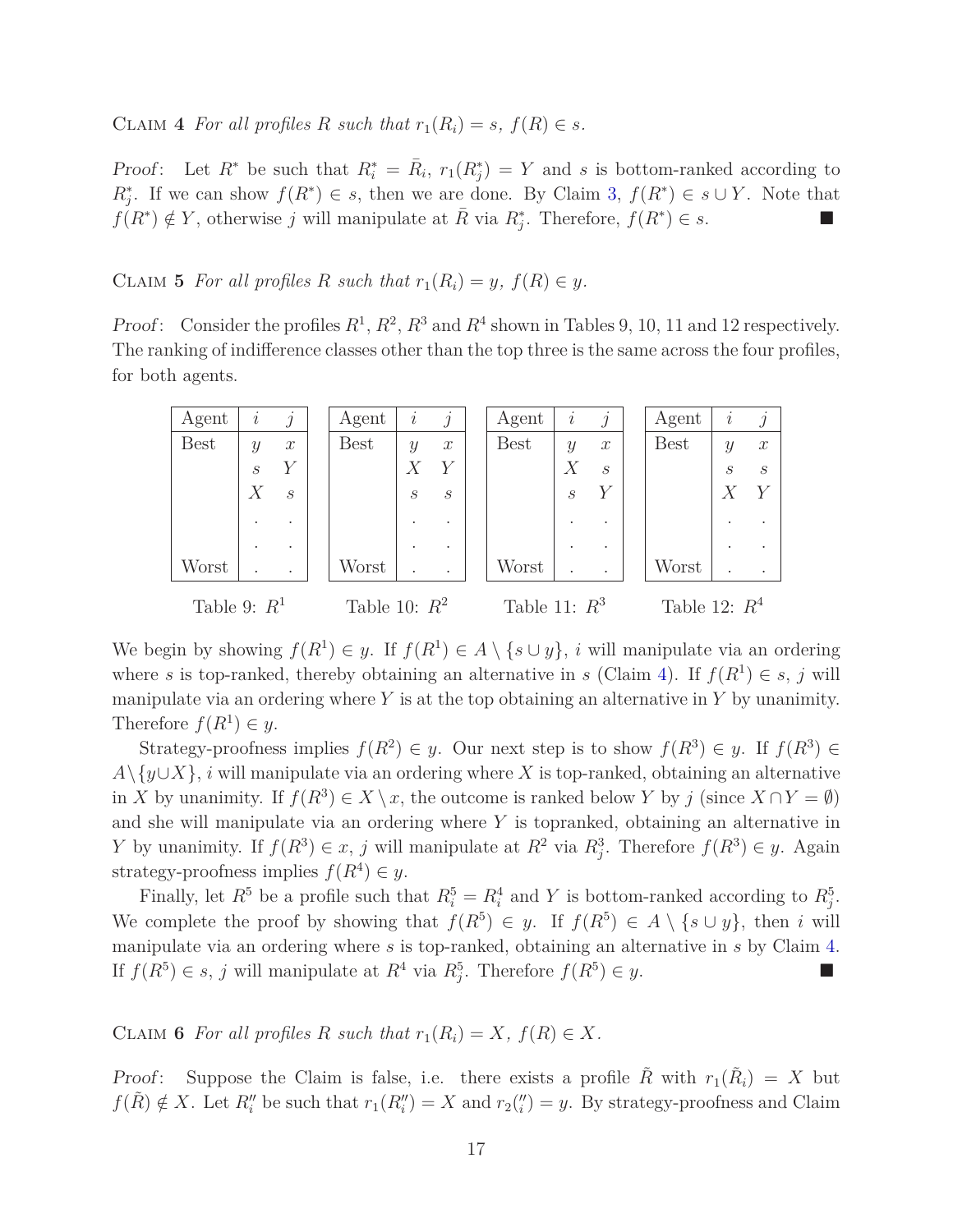CLAIM **4** *For all profiles $R$ such that $r_1(R_i) = s$, $f(R) \in s$.*

*Proof*: Let $R^*$ be such that $R^*_i = \bar{R}_i$, $r_1(R^*_j) = Y$ and $s$ is bottom-ranked according to $R^*_j$. If we can show $f(R^*) \in s$, then we are done. By Claim 3, $f(R^*) \in s \cup Y$. Note that $f(R^*) \notin Y$, otherwise $j$ will manipulate at $\bar{R}$ via $R^*_j$. Therefore, $f(R^*) \in s$. ■

CLAIM **5** *For all profiles $R$ such that $r_1(R_i) = y$, $f(R) \in y$.*

*Proof*: Consider the profiles $R^1$, $R^2$, $R^3$ and $R^4$ shown in Tables 9, 10, 11 and 12 respectively. The ranking of indifference classes other than the top three is the same across the four profiles, for both agents.

| Agent | $i$ | $j$ |
|---|---|---|
| Best | $y$ | $x$ |
| | $s$ | $Y$ |
| | $X$ | $s$ |
| | . | . |
| | . | . |
| Worst | . | . |

Table 9: $R^1$

| Agent | $i$ | $j$ |
|---|---|---|
| Best | $y$ | $x$ |
| | $X$ | $Y$ |
| | $s$ | $s$ |
| | . | . |
| | . | . |
| Worst | . | . |

Table 10: $R^2$

| Agent | $i$ | $j$ |
|---|---|---|
| Best | $y$ | $x$ |
| | $X$ | $s$ |
| | $s$ | $Y$ |
| | . | . |
| | . | . |
| Worst | . | . |

Table 11: $R^3$

| Agent | $i$ | $j$ |
|---|---|---|
| Best | $y$ | $x$ |
| | $s$ | $s$ |
| | $X$ | $Y$ |
| | . | . |
| | . | . |
| Worst | . | . |

Table 12: $R^4$

We begin by showing $f(R^1) \in y$. If $f(R^1) \in A \setminus \{s \cup y\}$, $i$ will manipulate via an ordering where $s$ is top-ranked, thereby obtaining an alternative in $s$ (Claim 4). If $f(R^1) \in s$, $j$ will manipulate via an ordering where $Y$ is at the top obtaining an alternative in $Y$ by unanimity. Therefore $f(R^1) \in y$.

Strategy-proofness implies $f(R^2) \in y$. Our next step is to show $f(R^3) \in y$. If $f(R^3) \in A \setminus \{y \cup X\}$, $i$ will manipulate via an ordering where $X$ is top-ranked, obtaining an alternative in $X$ by unanimity. If $f(R^3) \in X \setminus x$, the outcome is ranked below $Y$ by $j$ (since $X \cap Y = \emptyset$) and she will manipulate via an ordering where $Y$ is topranked, obtaining an alternative in $Y$ by unanimity. If $f(R^3) \in x$, $j$ will manipulate at $R^2$ via $R^3_j$. Therefore $f(R^3) \in y$. Again strategy-proofness implies $f(R^4) \in y$.

Finally, let $R^5$ be a profile such that $R^5_i = R^4_i$ and $Y$ is bottom-ranked according to $R^5_j$. We complete the proof by showing that $f(R^5) \in y$. If $f(R^5) \in A \setminus \{s \cup y\}$, then $i$ will manipulate via an ordering where $s$ is top-ranked, obtaining an alternative in $s$ by Claim 4. If $f(R^5) \in s$, $j$ will manipulate at $R^4$ via $R^5_j$. Therefore $f(R^5) \in y$. ■

CLAIM **6** *For all profiles $R$ such that $r_1(R_i) = X$, $f(R) \in X$.*

*Proof*: Suppose the Claim is false, i.e. there exists a profile $\tilde{R}$ with $r_1(\tilde{R}_i) = X$ but $f(\tilde{R}) \notin X$. Let $R''_i$ be such that $r_1(R''_i) = X$ and $r_2(''_i) = y$. By strategy-proofness and Claim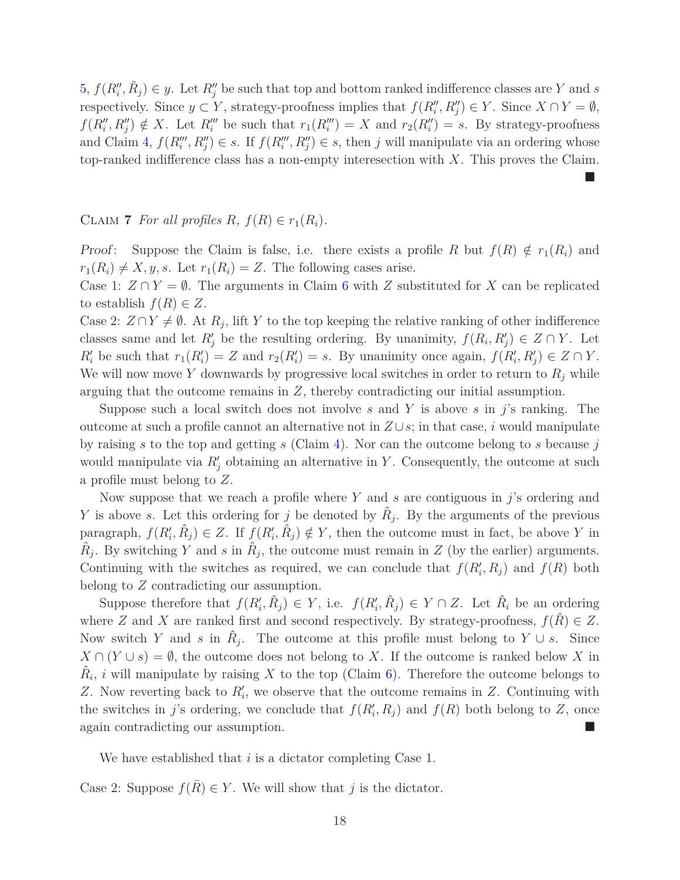5, $f(R_i'', \tilde{R}_j) \in y$. Let $R_j''$ be such that top and bottom ranked indifference classes are $Y$ and $s$ respectively. Since $y \subset Y$, strategy-proofness implies that $f(R_i'', R_j'') \in Y$. Since $X \cap Y = \emptyset$, $f(R_i'', R_j'') \notin X$. Let $R_i'''$ be such that $r_1(R_i''') = X$ and $r_2(R_i'') = s$. By strategy-proofness and Claim 4, $f(R_i''', R_j'') \in s$. If $f(R_i''', R_j'') \in s$, then $j$ will manipulate via an ordering whose top-ranked indifference class has a non-empty interesection with $X$. This proves the Claim. ■

CLAIM 7 *For all profiles $R$, $f(R) \in r_1(R_i)$.*

*Proof*: Suppose the Claim is false, i.e. there exists a profile $R$ but $f(R) \notin r_1(R_i)$ and $r_1(R_i) \neq X, y, s$. Let $r_1(R_i) = Z$. The following cases arise.
Case 1: $Z \cap Y = \emptyset$. The arguments in Claim 6 with $Z$ substituted for $X$ can be replicated to establish $f(R) \in Z$.
Case 2: $Z \cap Y \neq \emptyset$. At $R_j$, lift $Y$ to the top keeping the relative ranking of other indifference classes same and let $R_j'$ be the resulting ordering. By unanimity, $f(R_i, R_j') \in Z \cap Y$. Let $R_i'$ be such that $r_1(R_i') = Z$ and $r_2(R_i') = s$. By unanimity once again, $f(R_i', R_j') \in Z \cap Y$. We will now move $Y$ downwards by progressive local switches in order to return to $R_j$ while arguing that the outcome remains in $Z$, thereby contradicting our initial assumption.

Suppose such a local switch does not involve $s$ and $Y$ is above $s$ in $j$'s ranking. The outcome at such a profile cannot an alternative not in $Z \cup s$; in that case, $i$ would manipulate by raising $s$ to the top and getting $s$ (Claim 4). Nor can the outcome belong to $s$ because $j$ would manipulate via $R_j'$ obtaining an alternative in $Y$. Consequently, the outcome at such a profile must belong to $Z$.

Now suppose that we reach a profile where $Y$ and $s$ are contiguous in $j$'s ordering and $Y$ is above $s$. Let this ordering for $j$ be denoted by $\hat{R}_j$. By the arguments of the previous paragraph, $f(R_i', \hat{R}_j) \in Z$. If $f(R_i', \hat{R}_j) \notin Y$, then the outcome must in fact, be above $Y$ in $\hat{R}_j$. By switching $Y$ and $s$ in $\hat{R}_j$, the outcome must remain in $Z$ (by the earlier) arguments. Continuing with the switches as required, we can conclude that $f(R_i', R_j)$ and $f(R)$ both belong to $Z$ contradicting our assumption.

Suppose therefore that $f(R_i', \hat{R}_j) \in Y$, i.e. $f(R_i', \hat{R}_j) \in Y \cap Z$. Let $\hat{R}_i$ be an ordering where $Z$ and $X$ are ranked first and second respectively. By strategy-proofness, $f(\hat{R}) \in Z$. Now switch $Y$ and $s$ in $\hat{R}_j$. The outcome at this profile must belong to $Y \cup s$. Since $X \cap (Y \cup s) = \emptyset$, the outcome does not belong to $X$. If the outcome is ranked below $X$ in $\hat{R}_i$, $i$ will manipulate by raising $X$ to the top (Claim 6). Therefore the outcome belongs to $Z$. Now reverting back to $R_i'$, we observe that the outcome remains in $Z$. Continuing with the switches in $j$'s ordering, we conclude that $f(R_i', R_j)$ and $f(R)$ both belong to $Z$, once again contradicting our assumption. ■

We have established that $i$ is a dictator completing Case 1.

Case 2: Suppose $f(\bar{R}) \in Y$. We will show that $j$ is the dictator.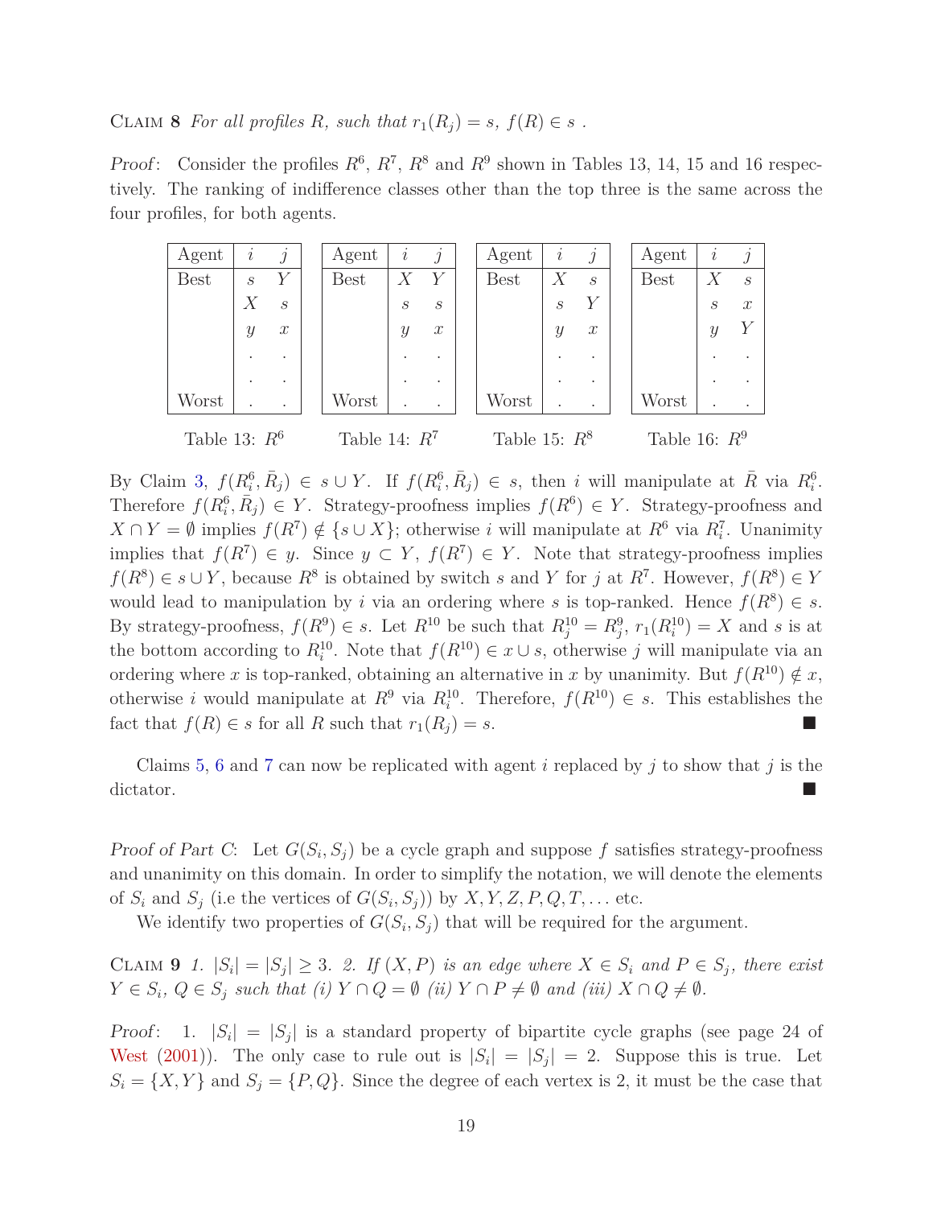Claim 8 *For all profiles $R$, such that $r_1(R_j) = s$, $f(R) \in s$ .*

*Proof*: Consider the profiles $R^6$, $R^7$, $R^8$ and $R^9$ shown in Tables 13, 14, 15 and 16 respectively. The ranking of indifference classes other than the top three is the same across the four profiles, for both agents.

| Agent | $i$ | $j$ |
|---|---|---|
| Best | $s$ | $Y$ |
| | $X$ | $s$ |
| | $y$ | $x$ |
| | . | . |
| | . | . |
| Worst | . | . |

Table 13: $R^6$

| Agent | $i$ | $j$ |
|---|---|---|
| Best | $X$ | $Y$ |
| | $s$ | $s$ |
| | $y$ | $x$ |
| | . | . |
| | . | . |
| Worst | . | . |

Table 14: $R^7$

| Agent | $i$ | $j$ |
|---|---|---|
| Best | $X$ | $s$ |
| | $s$ | $Y$ |
| | $y$ | $x$ |
| | . | . |
| | . | . |
| Worst | . | . |

Table 15: $R^8$

| Agent | $i$ | $j$ |
|---|---|---|
| Best | $X$ | $s$ |
| | $s$ | $x$ |
| | $y$ | $Y$ |
| | . | . |
| | . | . |
| Worst | . | . |

Table 16: $R^9$

By Claim 3, $f(R_i^6, \bar{R}_j) \in s \cup Y$. If $f(R_i^6, \bar{R}_j) \in s$, then $i$ will manipulate at $\bar{R}$ via $R_i^6$. Therefore $f(R_i^6, \bar{R}_j) \in Y$. Strategy-proofness implies $f(R^6) \in Y$. Strategy-proofness and $X \cap Y = \emptyset$ implies $f(R^7) \notin \{s \cup X\}$; otherwise $i$ will manipulate at $R^6$ via $R_i^7$. Unanimity implies that $f(R^7) \in y$. Since $y \subset Y$, $f(R^7) \in Y$. Note that strategy-proofness implies $f(R^8) \in s \cup Y$, because $R^8$ is obtained by switch $s$ and $Y$ for $j$ at $R^7$. However, $f(R^8) \in Y$ would lead to manipulation by $i$ via an ordering where $s$ is top-ranked. Hence $f(R^8) \in s$. By strategy-proofness, $f(R^9) \in s$. Let $R^{10}$ be such that $R_j^{10} = R_j^9$, $r_1(R_i^{10}) = X$ and $s$ is at the bottom according to $R_i^{10}$. Note that $f(R^{10}) \in x \cup s$, otherwise $j$ will manipulate via an ordering where $x$ is top-ranked, obtaining an alternative in $x$ by unanimity. But $f(R^{10}) \notin x$, otherwise $i$ would manipulate at $R^9$ via $R_i^{10}$. Therefore, $f(R^{10}) \in s$. This establishes the fact that $f(R) \in s$ for all $R$ such that $r_1(R_j) = s$. ■

Claims 5, 6 and 7 can now be replicated with agent $i$ replaced by $j$ to show that $j$ is the dictator. ■

*Proof of Part C*: Let $G(S_i, S_j)$ be a cycle graph and suppose $f$ satisfies strategy-proofness and unanimity on this domain. In order to simplify the notation, we will denote the elements of $S_i$ and $S_j$ (i.e the vertices of $G(S_i, S_j)$) by $X, Y, Z, P, Q, T, \ldots$ etc.

We identify two properties of $G(S_i, S_j)$ that will be required for the argument.

Claim 9 *1. $|S_i| = |S_j| \geq 3$. 2. If $(X, P)$ is an edge where $X \in S_i$ and $P \in S_j$, there exist $Y \in S_i$, $Q \in S_j$ such that (i) $Y \cap Q = \emptyset$ (ii) $Y \cap P \neq \emptyset$ and (iii) $X \cap Q \neq \emptyset$.*

*Proof*: 1. $|S_i| = |S_j|$ is a standard property of bipartite cycle graphs (see page 24 of West (2001)). The only case to rule out is $|S_i| = |S_j| = 2$. Suppose this is true. Let $S_i = \{X, Y\}$ and $S_j = \{P, Q\}$. Since the degree of each vertex is 2, it must be the case that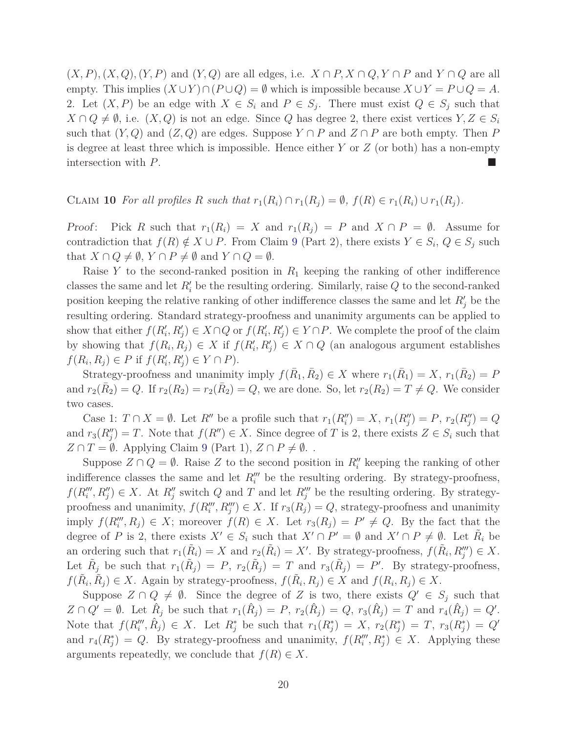$(X,P),(X,Q),(Y,P)$ and $(Y,Q)$ are all edges, i.e. $X \cap P, X \cap Q, Y \cap P$ and $Y \cap Q$ are all empty. This implies $(X \cup Y) \cap (P \cup Q) = \emptyset$ which is impossible because $X \cup Y = P \cup Q = A$.
2. Let $(X,P)$ be an edge with $X \in S_i$ and $P \in S_j$. There must exist $Q \in S_j$ such that $X \cap Q \neq \emptyset$, i.e. $(X,Q)$ is not an edge. Since $Q$ has degree 2, there exist vertices $Y, Z \in S_i$ such that $(Y,Q)$ and $(Z,Q)$ are edges. Suppose $Y \cap P$ and $Z \cap P$ are both empty. Then $P$ is degree at least three which is impossible. Hence either $Y$ or $Z$ (or both) has a non-empty intersection with $P$. ■

Claim 10 *For all profiles $R$ such that $r_1(R_i) \cap r_1(R_j) = \emptyset$, $f(R) \in r_1(R_i) \cup r_1(R_j)$.*

*Proof*: Pick $R$ such that $r_1(R_i) = X$ and $r_1(R_j) = P$ and $X \cap P = \emptyset$. Assume for contradiction that $f(R) \notin X \cup P$. From Claim 9 (Part 2), there exists $Y \in S_i$, $Q \in S_j$ such that $X \cap Q \neq \emptyset$, $Y \cap P \neq \emptyset$ and $Y \cap Q = \emptyset$.

Raise $Y$ to the second-ranked position in $R_1$ keeping the ranking of other indifference classes the same and let $R_i'$ be the resulting ordering. Similarly, raise $Q$ to the second-ranked position keeping the relative ranking of other indifference classes the same and let $R_j'$ be the resulting ordering. Standard strategy-proofness and unanimity arguments can be applied to show that either $f(R_i', R_j') \in X \cap Q$ or $f(R_i', R_j') \in Y \cap P$. We complete the proof of the claim by showing that $f(R_i, R_j) \in X$ if $f(R_i', R_j') \in X \cap Q$ (an analogous argument establishes $f(R_i, R_j) \in P$ if $f(R_i', R_j') \in Y \cap P$).

Strategy-proofness and unanimity imply $f(\bar{R}_1, \bar{R}_2) \in X$ where $r_1(\bar{R}_1) = X$, $r_1(\bar{R}_2) = P$ and $r_2(\bar{R}_2) = Q$. If $r_2(R_2) = r_2(\bar{R}_2) = Q$, we are done. So, let $r_2(R_2) = T \neq Q$. We consider two cases.

Case 1: $T \cap X = \emptyset$. Let $R''$ be a profile such that $r_1(R_i'') = X$, $r_1(R_j'') = P$, $r_2(R_j'') = Q$ and $r_3(R_j'') = T$. Note that $f(R'') \in X$. Since degree of $T$ is 2, there exists $Z \in S_i$ such that $Z \cap T = \emptyset$. Applying Claim 9 (Part 1), $Z \cap P \neq \emptyset$. .

Suppose $Z \cap Q = \emptyset$. Raise $Z$ to the second position in $R_i''$ keeping the ranking of other indifference classes the same and let $R_i'''$ be the resulting ordering. By strategy-proofness, $f(R_i''', R_j'') \in X$. At $R_j''$ switch $Q$ and $T$ and let $R_j'''$ be the resulting ordering. By strategy-proofness and unanimity, $f(R_i''', R_j''') \in X$. If $r_3(R_j) = Q$, strategy-proofness and unanimity imply $f(R_i''', R_j) \in X$; moreover $f(R) \in X$. Let $r_3(R_j) = P' \neq Q$. By the fact that the degree of $P$ is 2, there exists $X' \in S_i$ such that $X' \cap P' = \emptyset$ and $X' \cap P \neq \emptyset$. Let $\tilde{R}_i$ be an ordering such that $r_1(\tilde{R}_i) = X$ and $r_2(\tilde{R}_i) = X'$. By strategy-proofness, $f(\tilde{R}_i, R_j''') \in X$. Let $\tilde{R}_j$ be such that $r_1(\tilde{R}_j) = P$, $r_2(\tilde{R}_j) = T$ and $r_3(\tilde{R}_j) = P'$. By strategy-proofness, $f(\tilde{R}_i, \tilde{R}_j) \in X$. Again by strategy-proofness, $f(\tilde{R}_i, R_j) \in X$ and $f(R_i, R_j) \in X$.

Suppose $Z \cap Q \neq \emptyset$. Since the degree of $Z$ is two, there exists $Q' \in S_j$ such that $Z \cap Q' = \emptyset$. Let $\hat{R}_j$ be such that $r_1(\hat{R}_j) = P$, $r_2(\hat{R}_j) = Q$, $r_3(\hat{R}_j) = T$ and $r_4(\hat{R}_j) = Q'$. Note that $f(R_i''', \hat{R}_j) \in X$. Let $R_j^*$ be such that $r_1(R_j^*) = X$, $r_2(R_j^*) = T$, $r_3(R_j^*) = Q'$ and $r_4(R_j^*) = Q$. By strategy-proofness and unanimity, $f(R_i''', R_j^*) \in X$. Applying these arguments repeatedly, we conclude that $f(R) \in X$.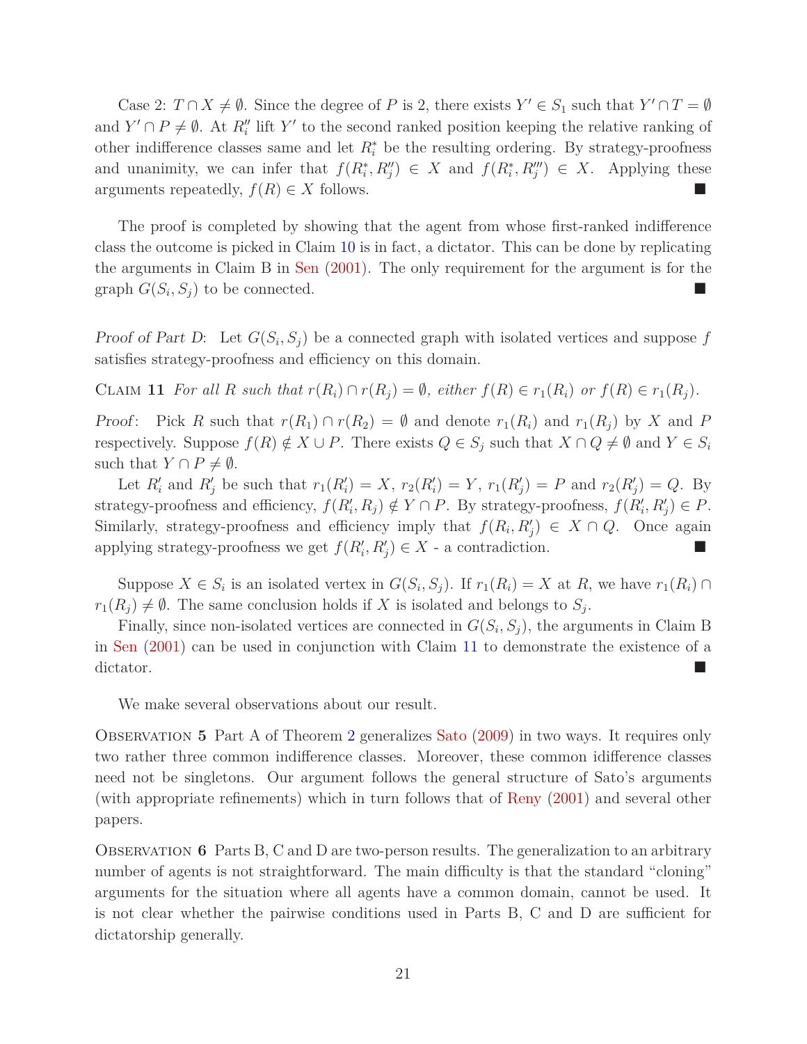Case 2: $T \cap X \neq \emptyset$. Since the degree of $P$ is 2, there exists $Y' \in S_1$ such that $Y' \cap T = \emptyset$ and $Y' \cap P \neq \emptyset$. At $R_i''$ lift $Y'$ to the second ranked position keeping the relative ranking of other indifference classes same and let $R_i^*$ be the resulting ordering. By strategy-proofness and unanimity, we can infer that $f(R_i^*, R_j'') \in X$ and $f(R_i^*, R_j''') \in X$. Applying these arguments repeatedly, $f(R) \in X$ follows. ■

The proof is completed by showing that the agent from whose first-ranked indifference class the outcome is picked in Claim 10 is in fact, a dictator. This can be done by replicating the arguments in Claim B in Sen (2001). The only requirement for the argument is for the graph $G(S_i, S_j)$ to be connected. ■

*Proof of Part D*: Let $G(S_i, S_j)$ be a connected graph with isolated vertices and suppose $f$ satisfies strategy-proofness and efficiency on this domain.

Claim **11** *For all $R$ such that $r(R_i) \cap r(R_j) = \emptyset$, either $f(R) \in r_1(R_i)$ or $f(R) \in r_1(R_j)$.*

*Proof*: Pick $R$ such that $r(R_1) \cap r(R_2) = \emptyset$ and denote $r_1(R_i)$ and $r_1(R_j)$ by $X$ and $P$ respectively. Suppose $f(R) \notin X \cup P$. There exists $Q \in S_j$ such that $X \cap Q \neq \emptyset$ and $Y \in S_i$ such that $Y \cap P \neq \emptyset$.

Let $R_i'$ and $R_j'$ be such that $r_1(R_i') = X$, $r_2(R_i') = Y$, $r_1(R_j') = P$ and $r_2(R_j') = Q$. By strategy-proofness and efficiency, $f(R_i', R_j) \notin Y \cap P$. By strategy-proofness, $f(R_i', R_j') \in P$. Similarly, strategy-proofness and efficiency imply that $f(R_i, R_j') \in X \cap Q$. Once again applying strategy-proofness we get $f(R_i', R_j') \in X$ - a contradiction. ■

Suppose $X \in S_i$ is an isolated vertex in $G(S_i, S_j)$. If $r_1(R_i) = X$ at $R$, we have $r_1(R_i) \cap r_1(R_j) \neq \emptyset$. The same conclusion holds if $X$ is isolated and belongs to $S_j$.

Finally, since non-isolated vertices are connected in $G(S_i, S_j)$, the arguments in Claim B in Sen (2001) can be used in conjunction with Claim 11 to demonstrate the existence of a dictator. ■

We make several observations about our result.

Observation **5** Part A of Theorem 2 generalizes Sato (2009) in two ways. It requires only two rather three common indifference classes. Moreover, these common idifference classes need not be singletons. Our argument follows the general structure of Sato's arguments (with appropriate refinements) which in turn follows that of Reny (2001) and several other papers.

Observation **6** Parts B, C and D are two-person results. The generalization to an arbitrary number of agents is not straightforward. The main difficulty is that the standard "cloning" arguments for the situation where all agents have a common domain, cannot be used. It is not clear whether the pairwise conditions used in Parts B, C and D are sufficient for dictatorship generally.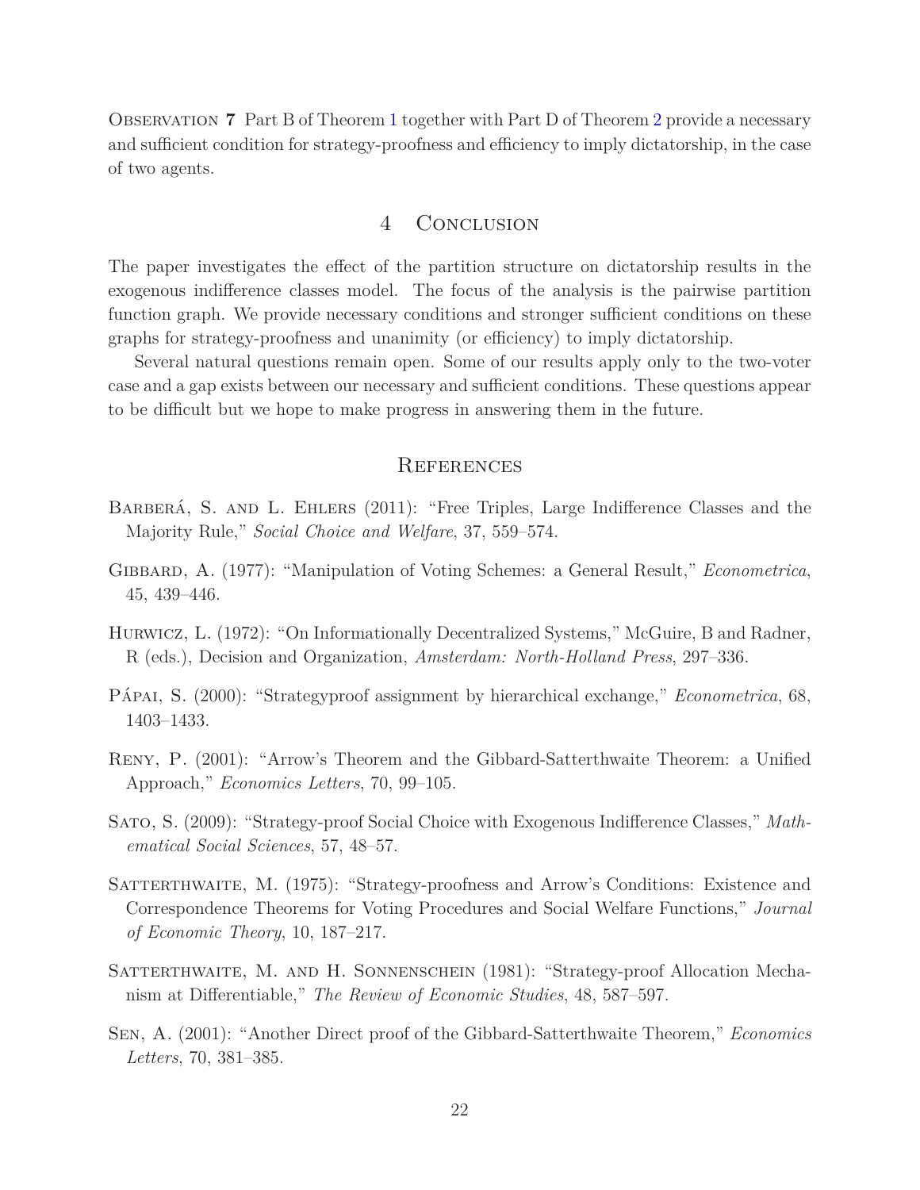Observation 7 Part B of Theorem 1 together with Part D of Theorem 2 provide a necessary and sufficient condition for strategy-proofness and efficiency to imply dictatorship, in the case of two agents.

## 4 Conclusion

The paper investigates the effect of the partition structure on dictatorship results in the exogenous indifference classes model. The focus of the analysis is the pairwise partition function graph. We provide necessary conditions and stronger sufficient conditions on these graphs for strategy-proofness and unanimity (or efficiency) to imply dictatorship.

Several natural questions remain open. Some of our results apply only to the two-voter case and a gap exists between our necessary and sufficient conditions. These questions appear to be difficult but we hope to make progress in answering them in the future.

## References

Barberá, S. and L. Ehlers (2011): "Free Triples, Large Indifference Classes and the Majority Rule," *Social Choice and Welfare*, 37, 559–574.

Gibbard, A. (1977): "Manipulation of Voting Schemes: a General Result," *Econometrica*, 45, 439–446.

Hurwicz, L. (1972): "On Informationally Decentralized Systems," McGuire, B and Radner, R (eds.), Decision and Organization, *Amsterdam: North-Holland Press*, 297–336.

Pápai, S. (2000): "Strategyproof assignment by hierarchical exchange," *Econometrica*, 68, 1403–1433.

Reny, P. (2001): "Arrow's Theorem and the Gibbard-Satterthwaite Theorem: a Unified Approach," *Economics Letters*, 70, 99–105.

Sato, S. (2009): "Strategy-proof Social Choice with Exogenous Indifference Classes," *Mathematical Social Sciences*, 57, 48–57.

Satterthwaite, M. (1975): "Strategy-proofness and Arrow's Conditions: Existence and Correspondence Theorems for Voting Procedures and Social Welfare Functions," *Journal of Economic Theory*, 10, 187–217.

Satterthwaite, M. and H. Sonnenschein (1981): "Strategy-proof Allocation Mechanism at Differentiable," *The Review of Economic Studies*, 48, 587–597.

Sen, A. (2001): "Another Direct proof of the Gibbard-Satterthwaite Theorem," *Economics Letters*, 70, 381–385.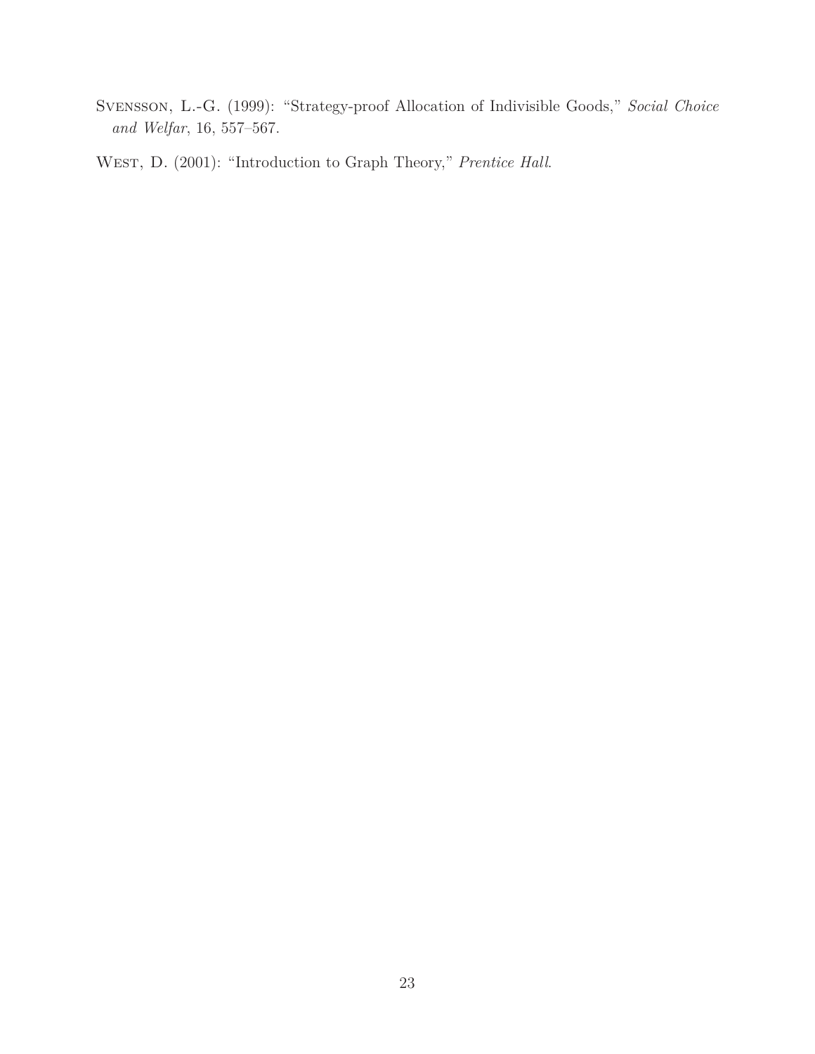Svensson, L.-G. (1999): "Strategy-proof Allocation of Indivisible Goods," *Social Choice and Welfar*, 16, 557–567.

West, D. (2001): "Introduction to Graph Theory," *Prentice Hall*.